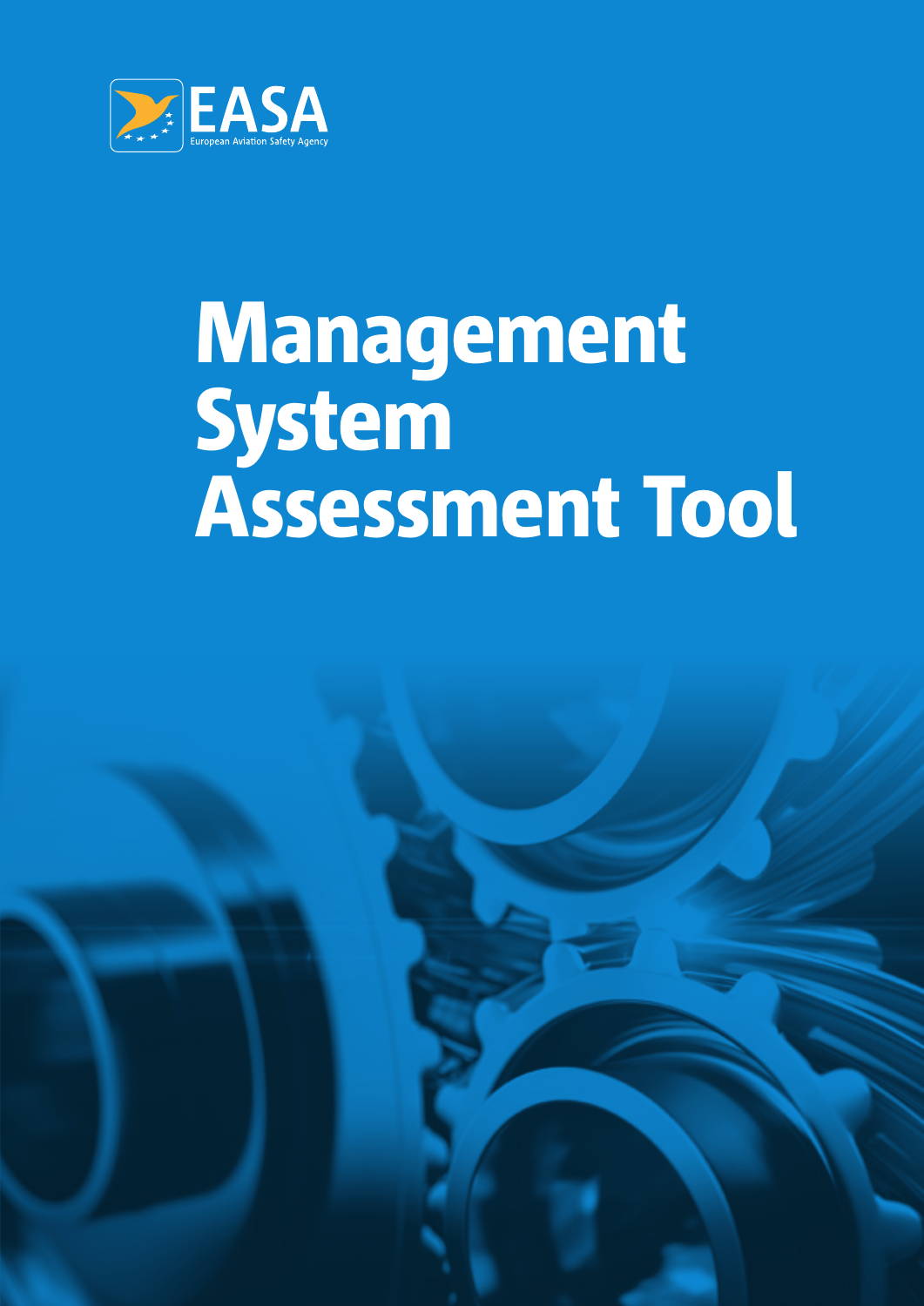EASA

European Aviation Safety Agency

# Management System Assessment Tool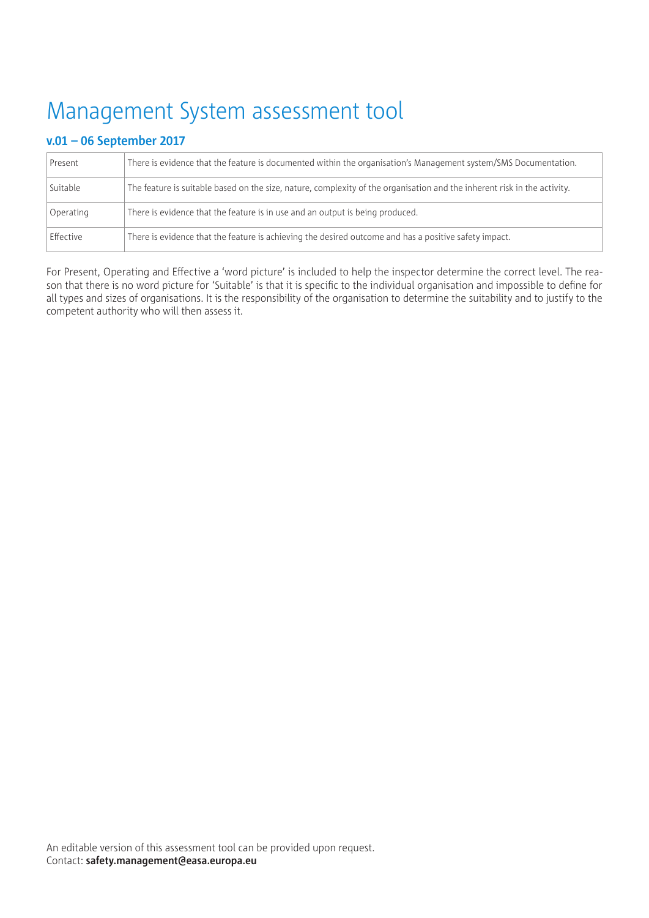# Management System assessment tool

### v.01 – 06 September 2017

| Present | There is evidence that the feature is documented within the organisation's Management system/SMS Documentation. |
|---|---|
| Suitable | The feature is suitable based on the size, nature, complexity of the organisation and the inherent risk in the activity. |
| Operating | There is evidence that the feature is in use and an output is being produced. |
| Effective | There is evidence that the feature is achieving the desired outcome and has a positive safety impact. |

For Present, Operating and Effective a 'word picture' is included to help the inspector determine the correct level. The reason that there is no word picture for 'Suitable' is that it is specific to the individual organisation and impossible to define for all types and sizes of organisations. It is the responsibility of the organisation to determine the suitability and to justify to the competent authority who will then assess it.

An editable version of this assessment tool can be provided upon request.
Contact: **safety.management@easa.europa.eu**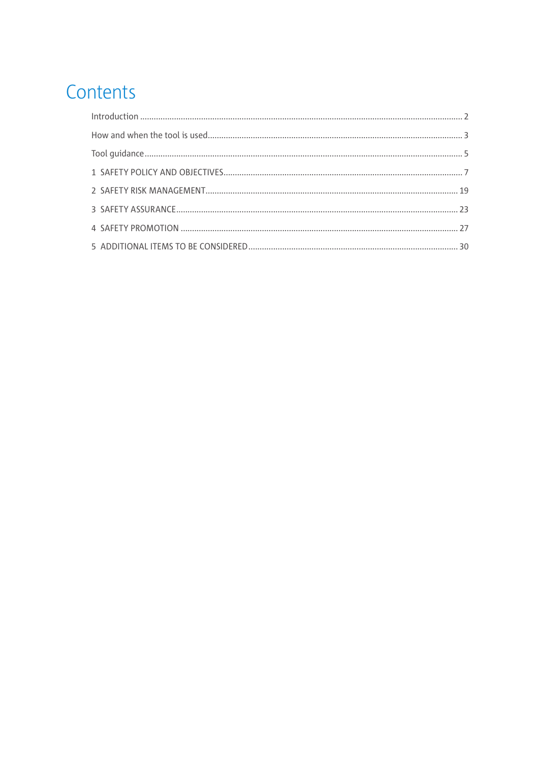# Contents

Introduction ........................................................................................................................................ 2

How and when the tool is used........................................................................................................ 3

Tool guidance ...................................................................................................................................... 5

1 SAFETY POLICY AND OBJECTIVES.......................................................................................... 7

2 SAFETY RISK MANAGEMENT................................................................................................. 19

3 SAFETY ASSURANCE................................................................................................................ 23

4 SAFETY PROMOTION ............................................................................................................... 27

5 ADDITIONAL ITEMS TO BE CONSIDERED............................................................................. 30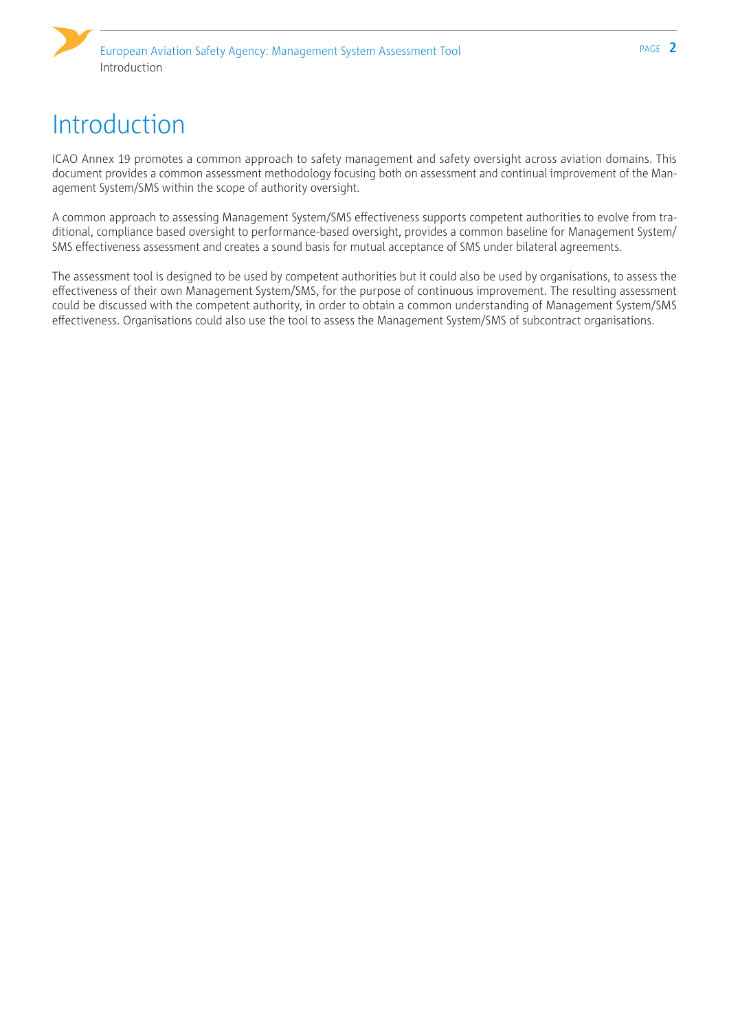# Introduction

ICAO Annex 19 promotes a common approach to safety management and safety oversight across aviation domains. This document provides a common assessment methodology focusing both on assessment and continual improvement of the Management System/SMS within the scope of authority oversight.

A common approach to assessing Management System/SMS effectiveness supports competent authorities to evolve from traditional, compliance based oversight to performance-based oversight, provides a common baseline for Management System/SMS effectiveness assessment and creates a sound basis for mutual acceptance of SMS under bilateral agreements.

The assessment tool is designed to be used by competent authorities but it could also be used by organisations, to assess the effectiveness of their own Management System/SMS, for the purpose of continuous improvement. The resulting assessment could be discussed with the competent authority, in order to obtain a common understanding of Management System/SMS effectiveness. Organisations could also use the tool to assess the Management System/SMS of subcontract organisations.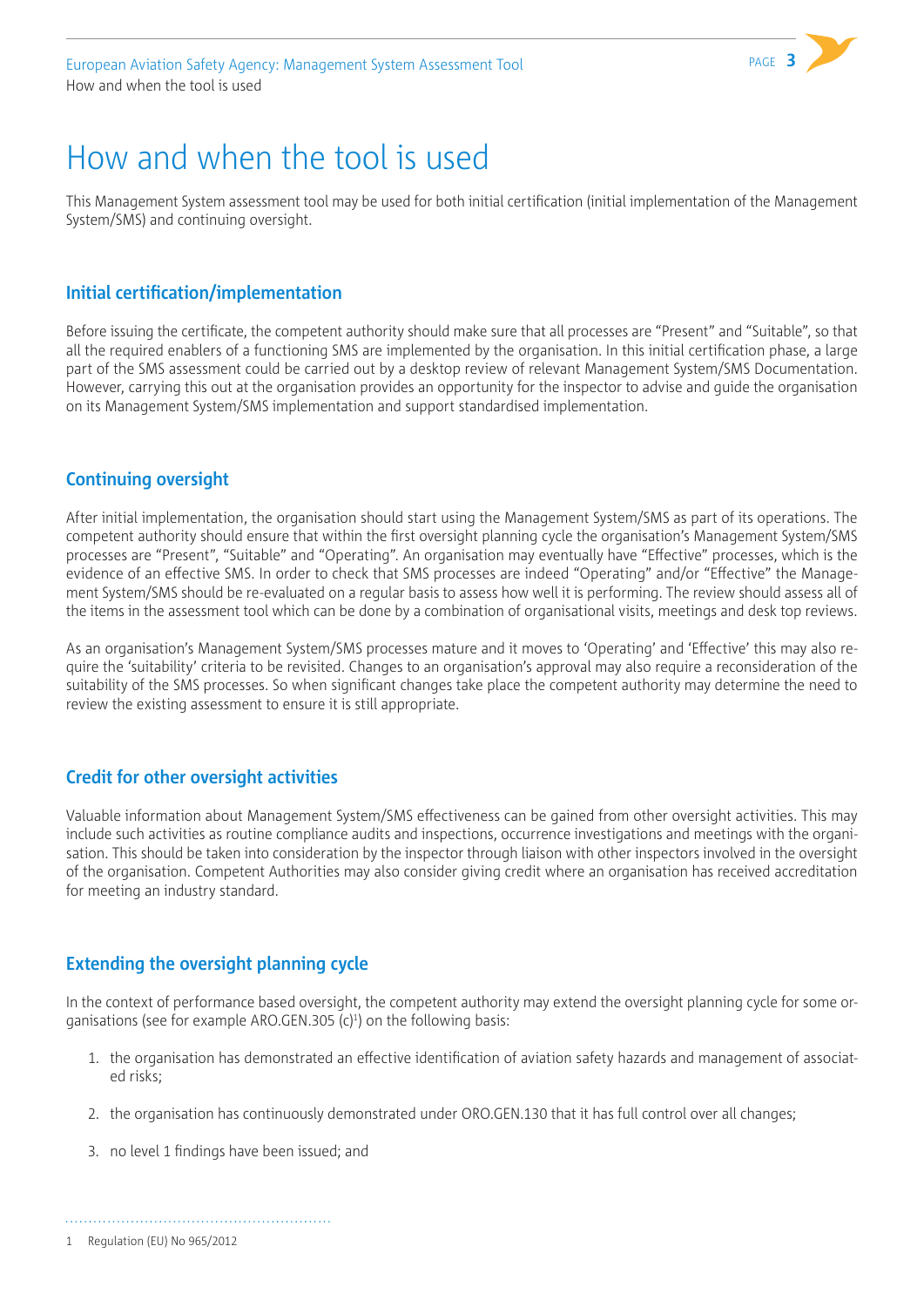# How and when the tool is used

This Management System assessment tool may be used for both initial certification (initial implementation of the Management System/SMS) and continuing oversight.

## Initial certification/implementation

Before issuing the certificate, the competent authority should make sure that all processes are "Present" and "Suitable", so that all the required enablers of a functioning SMS are implemented by the organisation. In this initial certification phase, a large part of the SMS assessment could be carried out by a desktop review of relevant Management System/SMS Documentation. However, carrying this out at the organisation provides an opportunity for the inspector to advise and guide the organisation on its Management System/SMS implementation and support standardised implementation.

## Continuing oversight

After initial implementation, the organisation should start using the Management System/SMS as part of its operations. The competent authority should ensure that within the first oversight planning cycle the organisation's Management System/SMS processes are "Present", "Suitable" and "Operating". An organisation may eventually have "Effective" processes, which is the evidence of an effective SMS. In order to check that SMS processes are indeed "Operating" and/or "Effective" the Management System/SMS should be re-evaluated on a regular basis to assess how well it is performing. The review should assess all of the items in the assessment tool which can be done by a combination of organisational visits, meetings and desk top reviews.

As an organisation's Management System/SMS processes mature and it moves to 'Operating' and 'Effective' this may also require the 'suitability' criteria to be revisited. Changes to an organisation's approval may also require a reconsideration of the suitability of the SMS processes. So when significant changes take place the competent authority may determine the need to review the existing assessment to ensure it is still appropriate.

## Credit for other oversight activities

Valuable information about Management System/SMS effectiveness can be gained from other oversight activities. This may include such activities as routine compliance audits and inspections, occurrence investigations and meetings with the organisation. This should be taken into consideration by the inspector through liaison with other inspectors involved in the oversight of the organisation. Competent Authorities may also consider giving credit where an organisation has received accreditation for meeting an industry standard.

## Extending the oversight planning cycle

In the context of performance based oversight, the competent authority may extend the oversight planning cycle for some organisations (see for example ARO.GEN.305 (c)[1]) on the following basis:

1. the organisation has demonstrated an effective identification of aviation safety hazards and management of associated risks;
2. the organisation has continuously demonstrated under ORO.GEN.130 that it has full control over all changes;
3. no level 1 findings have been issued; and

1 Regulation (EU) No 965/2012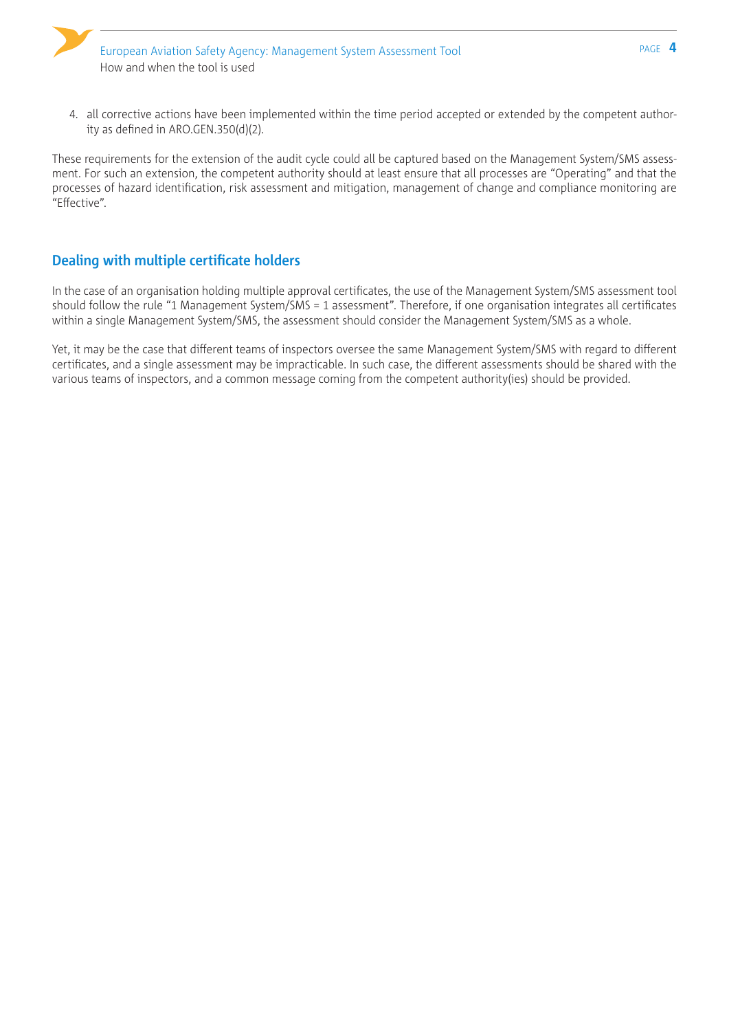4. all corrective actions have been implemented within the time period accepted or extended by the competent authority as defined in ARO.GEN.350(d)(2).

These requirements for the extension of the audit cycle could all be captured based on the Management System/SMS assessment. For such an extension, the competent authority should at least ensure that all processes are "Operating" and that the processes of hazard identification, risk assessment and mitigation, management of change and compliance monitoring are "Effective".

## Dealing with multiple certificate holders

In the case of an organisation holding multiple approval certificates, the use of the Management System/SMS assessment tool should follow the rule "1 Management System/SMS = 1 assessment". Therefore, if one organisation integrates all certificates within a single Management System/SMS, the assessment should consider the Management System/SMS as a whole.

Yet, it may be the case that different teams of inspectors oversee the same Management System/SMS with regard to different certificates, and a single assessment may be impracticable. In such case, the different assessments should be shared with the various teams of inspectors, and a common message coming from the competent authority(ies) should be provided.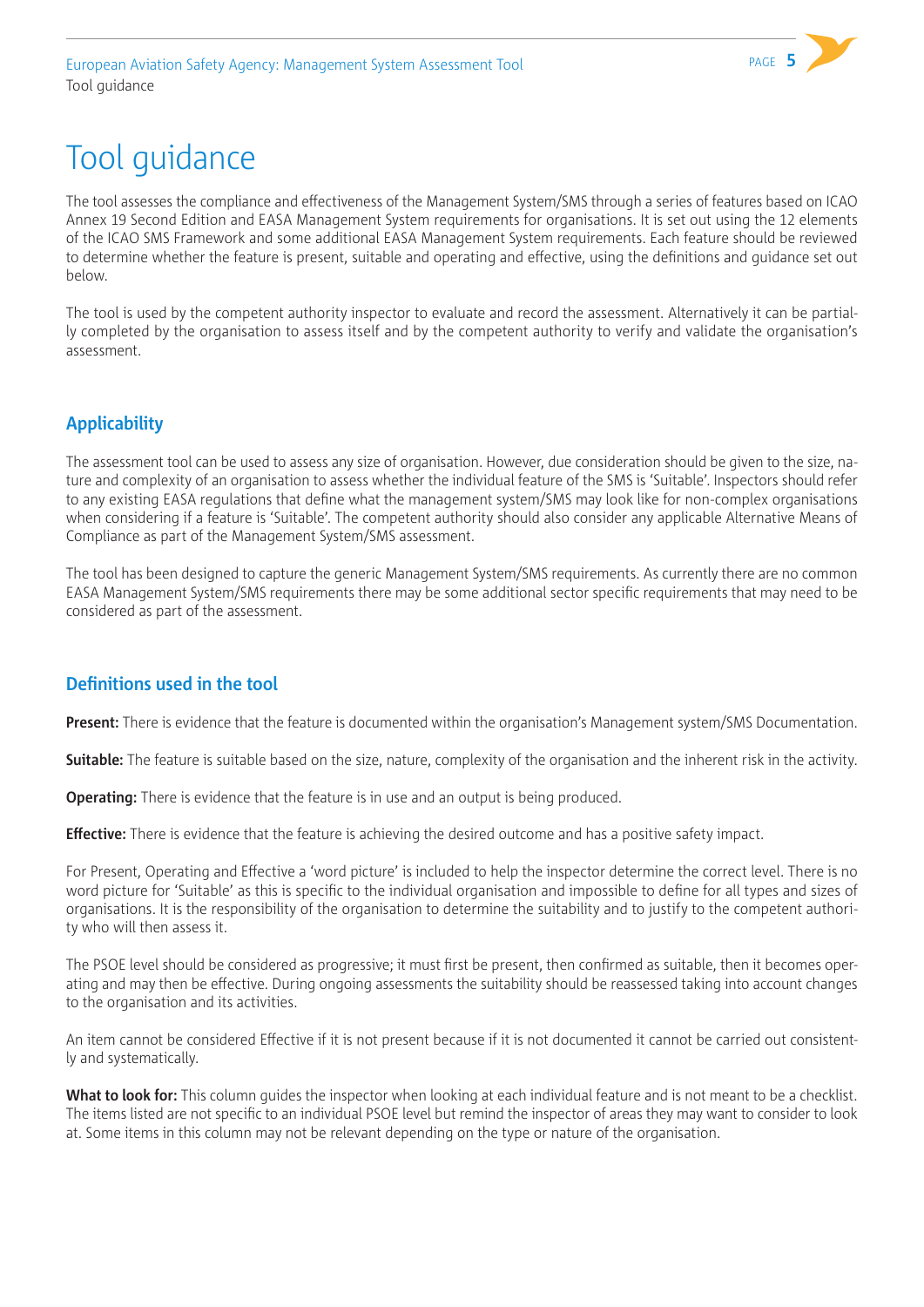# Tool guidance

The tool assesses the compliance and effectiveness of the Management System/SMS through a series of features based on ICAO Annex 19 Second Edition and EASA Management System requirements for organisations. It is set out using the 12 elements of the ICAO SMS Framework and some additional EASA Management System requirements. Each feature should be reviewed to determine whether the feature is present, suitable and operating and effective, using the definitions and guidance set out below.

The tool is used by the competent authority inspector to evaluate and record the assessment. Alternatively it can be partially completed by the organisation to assess itself and by the competent authority to verify and validate the organisation's assessment.

## Applicability

The assessment tool can be used to assess any size of organisation. However, due consideration should be given to the size, nature and complexity of an organisation to assess whether the individual feature of the SMS is 'Suitable'. Inspectors should refer to any existing EASA regulations that define what the management system/SMS may look like for non-complex organisations when considering if a feature is 'Suitable'. The competent authority should also consider any applicable Alternative Means of Compliance as part of the Management System/SMS assessment.

The tool has been designed to capture the generic Management System/SMS requirements. As currently there are no common EASA Management System/SMS requirements there may be some additional sector specific requirements that may need to be considered as part of the assessment.

## Definitions used in the tool

**Present:** There is evidence that the feature is documented within the organisation's Management system/SMS Documentation.

**Suitable:** The feature is suitable based on the size, nature, complexity of the organisation and the inherent risk in the activity.

**Operating:** There is evidence that the feature is in use and an output is being produced.

**Effective:** There is evidence that the feature is achieving the desired outcome and has a positive safety impact.

For Present, Operating and Effective a 'word picture' is included to help the inspector determine the correct level. There is no word picture for 'Suitable' as this is specific to the individual organisation and impossible to define for all types and sizes of organisations. It is the responsibility of the organisation to determine the suitability and to justify to the competent authority who will then assess it.

The PSOE level should be considered as progressive; it must first be present, then confirmed as suitable, then it becomes operating and may then be effective. During ongoing assessments the suitability should be reassessed taking into account changes to the organisation and its activities.

An item cannot be considered Effective if it is not present because if it is not documented it cannot be carried out consistently and systematically.

**What to look for:** This column guides the inspector when looking at each individual feature and is not meant to be a checklist. The items listed are not specific to an individual PSOE level but remind the inspector of areas they may want to consider to look at. Some items in this column may not be relevant depending on the type or nature of the organisation.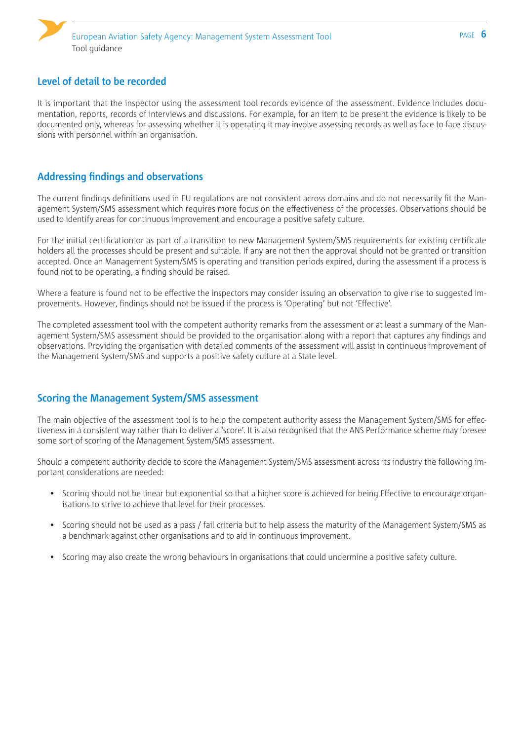## Level of detail to be recorded

It is important that the inspector using the assessment tool records evidence of the assessment. Evidence includes documentation, reports, records of interviews and discussions. For example, for an item to be present the evidence is likely to be documented only, whereas for assessing whether it is operating it may involve assessing records as well as face to face discussions with personnel within an organisation.

## Addressing findings and observations

The current findings definitions used in EU regulations are not consistent across domains and do not necessarily fit the Management System/SMS assessment which requires more focus on the effectiveness of the processes. Observations should be used to identify areas for continuous improvement and encourage a positive safety culture.

For the initial certification or as part of a transition to new Management System/SMS requirements for existing certificate holders all the processes should be present and suitable. If any are not then the approval should not be granted or transition accepted. Once an Management System/SMS is operating and transition periods expired, during the assessment if a process is found not to be operating, a finding should be raised.

Where a feature is found not to be effective the inspectors may consider issuing an observation to give rise to suggested improvements. However, findings should not be issued if the process is 'Operating' but not 'Effective'.

The completed assessment tool with the competent authority remarks from the assessment or at least a summary of the Management System/SMS assessment should be provided to the organisation along with a report that captures any findings and observations. Providing the organisation with detailed comments of the assessment will assist in continuous improvement of the Management System/SMS and supports a positive safety culture at a State level.

## Scoring the Management System/SMS assessment

The main objective of the assessment tool is to help the competent authority assess the Management System/SMS for effectiveness in a consistent way rather than to deliver a 'score'. It is also recognised that the ANS Performance scheme may foresee some sort of scoring of the Management System/SMS assessment.

Should a competent authority decide to score the Management System/SMS assessment across its industry the following important considerations are needed:

- Scoring should not be linear but exponential so that a higher score is achieved for being Effective to encourage organisations to strive to achieve that level for their processes.
- Scoring should not be used as a pass / fail criteria but to help assess the maturity of the Management System/SMS as a benchmark against other organisations and to aid in continuous improvement.
- Scoring may also create the wrong behaviours in organisations that could undermine a positive safety culture.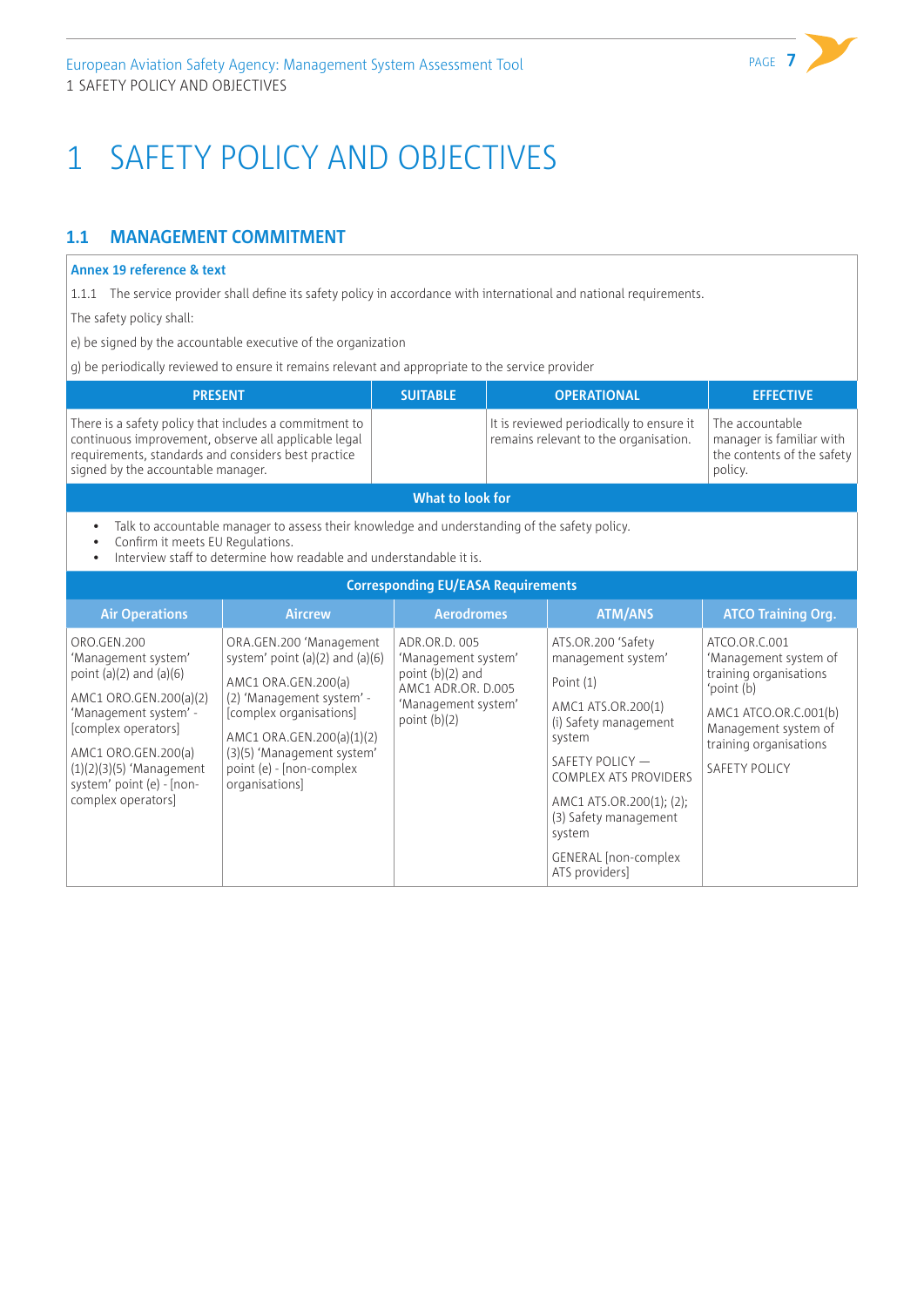# 1 SAFETY POLICY AND OBJECTIVES

## 1.1 MANAGEMENT COMMITMENT

**Annex 19 reference & text**

1.1.1 The service provider shall define its safety policy in accordance with international and national requirements.

The safety policy shall:

e) be signed by the accountable executive of the organization

g) be periodically reviewed to ensure it remains relevant and appropriate to the service provider

| PRESENT | SUITABLE | OPERATIONAL | EFFECTIVE |
|---|---|---|---|
| There is a safety policy that includes a commitment to continuous improvement, observe all applicable legal requirements, standards and considers best practice signed by the accountable manager. | | It is reviewed periodically to ensure it remains relevant to the organisation. | The accountable manager is familiar with the contents of the safety policy. |

**What to look for**

- Talk to accountable manager to assess their knowledge and understanding of the safety policy.
- Confirm it meets EU Regulations.
- Interview staff to determine how readable and understandable it is.

**Corresponding EU/EASA Requirements**

| Air Operations | Aircrew | Aerodromes | ATM/ANS | ATCO Training Org. |
|---|---|---|---|---|
| ORO.GEN.200 'Management system' point (a)(2) and (a)(6)<br><br>AMC1 ORO.GEN.200(a)(2) 'Management system' - [complex operators]<br><br>AMC1 ORO.GEN.200(a)(1)(2)(3)(5) 'Management system' point (e) - [non-complex operators] | ORA.GEN.200 'Management system' point (a)(2) and (a)(6)<br><br>AMC1 ORA.GEN.200(a)(2) 'Management system' - [complex organisations]<br><br>AMC1 ORA.GEN.200(a)(1)(2)(3)(5) 'Management system' point (e) - [non-complex organisations] | ADR.OR.D. 005 'Management system' point (b)(2) and AMC1 ADR.OR. D.005 'Management system' point (b)(2) | ATS.OR.200 'Safety management system'<br><br>Point (1)<br><br>AMC1 ATS.OR.200(1) (i) Safety management system<br><br>SAFETY POLICY — COMPLEX ATS PROVIDERS<br><br>AMC1 ATS.OR.200(1); (2); (3) Safety management system<br><br>GENERAL [non-complex ATS providers] | ATCO.OR.C.001 'Management system of training organisations 'point (b)<br><br>AMC1 ATCO.OR.C.001(b) Management system of training organisations<br><br>SAFETY POLICY |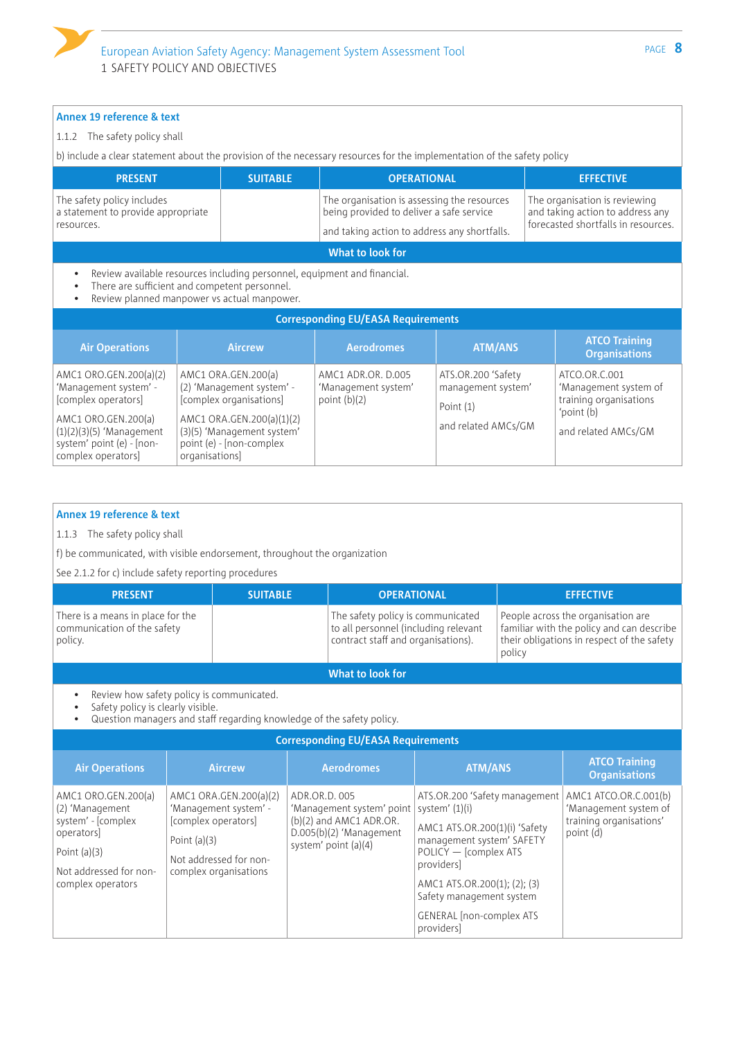## 1 SAFETY POLICY AND OBJECTIVES

**Annex 19 reference & text**

1.1.2 The safety policy shall

b) include a clear statement about the provision of the necessary resources for the implementation of the safety policy

| PRESENT | SUITABLE | OPERATIONAL | EFFECTIVE |
|---|---|---|---|
| The safety policy includes a statement to provide appropriate resources. | | The organisation is assessing the resources being provided to deliver a safe service<br><br>and taking action to address any shortfalls. | The organisation is reviewing and taking action to address any forecasted shortfalls in resources. |

**What to look for**

- Review available resources including personnel, equipment and financial.
- There are sufficient and competent personnel.
- Review planned manpower vs actual manpower.

**Corresponding EU/EASA Requirements**

| Air Operations | Aircrew | Aerodromes | ATM/ANS | ATCO Training Organisations |
|---|---|---|---|---|
| AMC1 ORO.GEN.200(a)(2) 'Management system' - [complex operators]<br><br>AMC1 ORO.GEN.200(a)(1)(2)(3)(5) 'Management system' point (e) - [non-complex operators] | AMC1 ORA.GEN.200(a)(2) 'Management system' - [complex organisations]<br><br>AMC1 ORA.GEN.200(a)(1)(2)(3)(5) 'Management system' point (e) - [non-complex organisations] | AMC1 ADR.OR. D.005 'Management system' point (b)(2) | ATS.OR.200 'Safety management system'<br><br>Point (1)<br><br>and related AMCs/GM | ATCO.OR.C.001 'Management system of training organisations 'point (b)<br><br>and related AMCs/GM |

**Annex 19 reference & text**

1.1.3 The safety policy shall

f) be communicated, with visible endorsement, throughout the organization

See 2.1.2 for c) include safety reporting procedures

| PRESENT | SUITABLE | OPERATIONAL | EFFECTIVE |
|---|---|---|---|
| There is a means in place for the communication of the safety policy. | | The safety policy is communicated to all personnel (including relevant contract staff and organisations). | People across the organisation are familiar with the policy and can describe their obligations in respect of the safety policy |

**What to look for**

- Review how safety policy is communicated.
- Safety policy is clearly visible.
- Question managers and staff regarding knowledge of the safety policy.

**Corresponding EU/EASA Requirements**

| Air Operations | Aircrew | Aerodromes | ATM/ANS | ATCO Training Organisations |
|---|---|---|---|---|
| AMC1 ORO.GEN.200(a)(2) 'Management system' - [complex operators]<br><br>Point (a)(3)<br><br>Not addressed for non-complex operators | AMC1 ORA.GEN.200(a)(2) 'Management system' - [complex operators]<br><br>Point (a)(3)<br><br>Not addressed for non-complex organisations | ADR.OR.D. 005 'Management system' point (b)(2) and AMC1 ADR.OR. D.005(b)(2) 'Management system' point (a)(4) | ATS.OR.200 'Safety management system' (1)(i)<br><br>AMC1 ATS.OR.200(1)(i) 'Safety management system' SAFETY POLICY — [complex ATS providers]<br><br>AMC1 ATS.OR.200(1); (2); (3) Safety management system<br><br>GENERAL [non-complex ATS providers] | AMC1 ATCO.OR.C.001(b) 'Management system of training organisations' point (d) |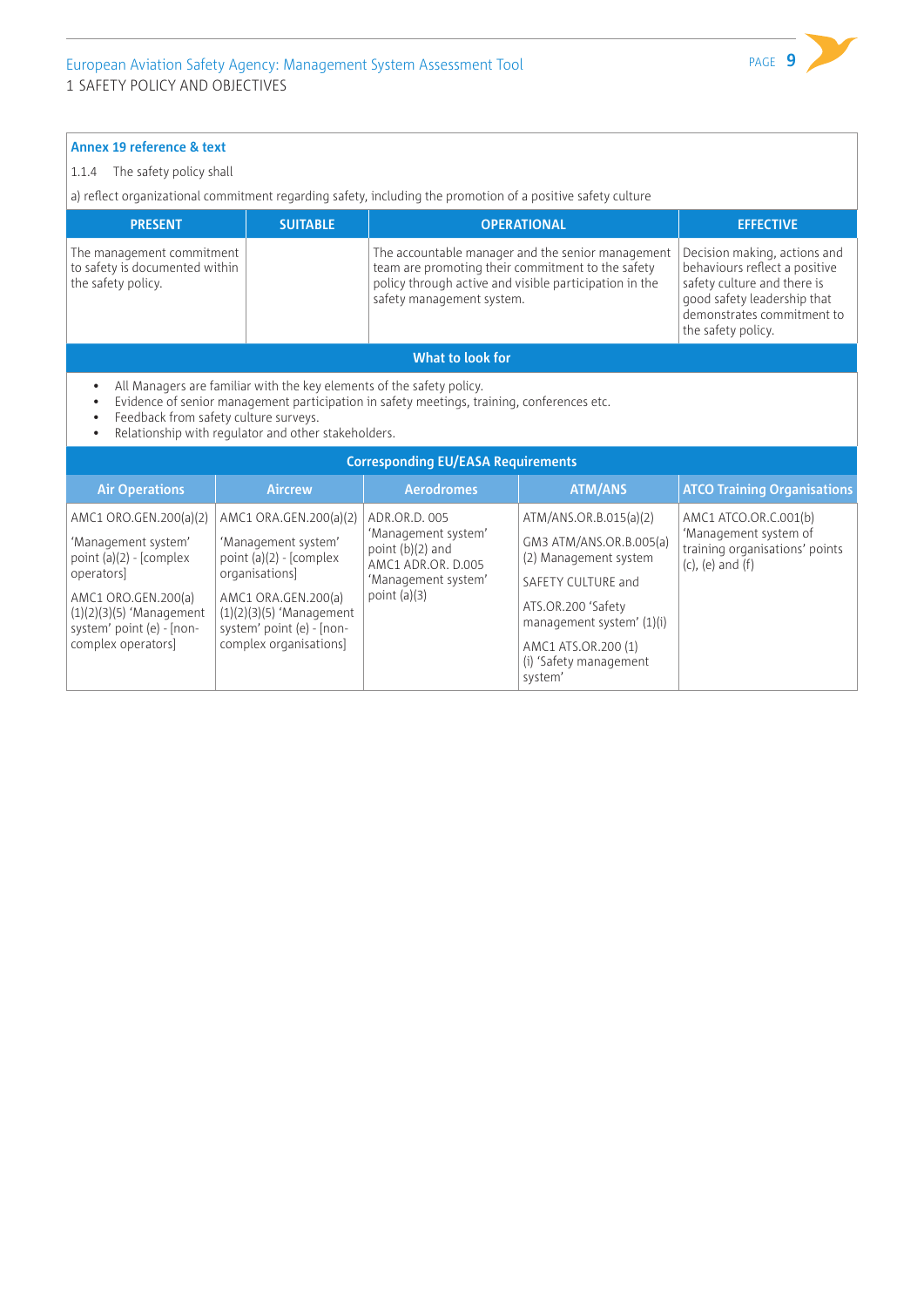**Annex 19 reference & text**

1.1.4 The safety policy shall

a) reflect organizational commitment regarding safety, including the promotion of a positive safety culture

| PRESENT | SUITABLE | OPERATIONAL | EFFECTIVE |
|---|---|---|---|
| The management commitment to safety is documented within the safety policy. | | The accountable manager and the senior management team are promoting their commitment to the safety policy through active and visible participation in the safety management system. | Decision making, actions and behaviours reflect a positive safety culture and there is good safety leadership that demonstrates commitment to the safety policy. |

**What to look for**

- All Managers are familiar with the key elements of the safety policy.
- Evidence of senior management participation in safety meetings, training, conferences etc.
- Feedback from safety culture surveys.
- Relationship with regulator and other stakeholders.

**Corresponding EU/EASA Requirements**

| Air Operations | Aircrew | Aerodromes | ATM/ANS | ATCO Training Organisations |
|---|---|---|---|---|
| AMC1 ORO.GEN.200(a)(2) 'Management system' point (a)(2) - [complex operators] AMC1 ORO.GEN.200(a)(1)(2)(3)(5) 'Management system' point (e) - [non-complex operators] | AMC1 ORA.GEN.200(a)(2) 'Management system' point (a)(2) - [complex organisations] AMC1 ORA.GEN.200(a)(1)(2)(3)(5) 'Management system' point (e) - [non-complex organisations] | ADR.OR.D. 005 'Management system' point (b)(2) and AMC1 ADR.OR. D.005 'Management system' point (a)(3) | ATM/ANS.OR.B.015(a)(2) GM3 ATM/ANS.OR.B.005(a)(2) Management system SAFETY CULTURE and ATS.OR.200 'Safety management system' (1)(i) AMC1 ATS.OR.200 (1)(i) 'Safety management system' | AMC1 ATCO.OR.C.001(b) 'Management system of training organisations' points (c), (e) and (f) |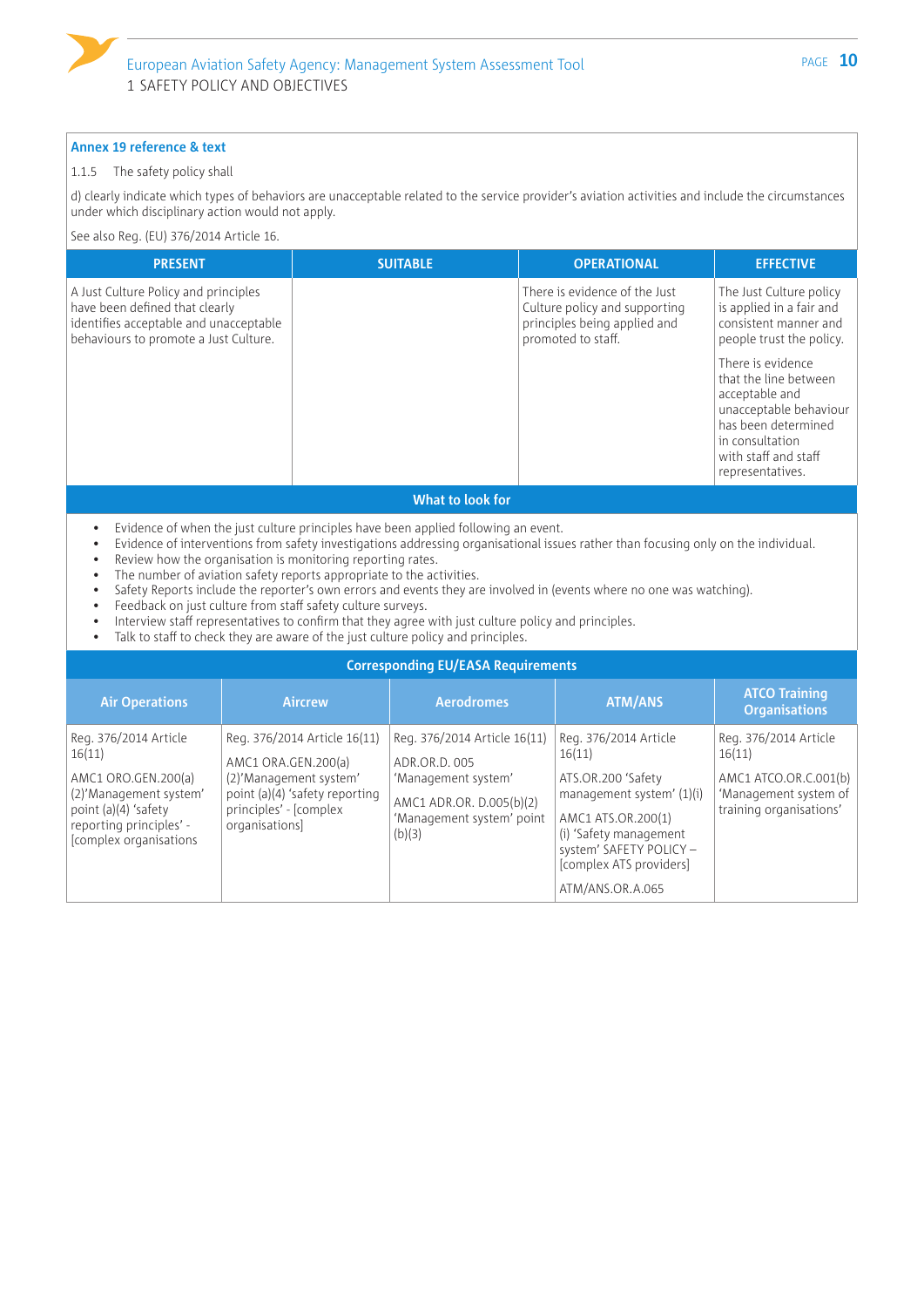**Annex 19 reference & text**

1.1.5 The safety policy shall

d) clearly indicate which types of behaviors are unacceptable related to the service provider's aviation activities and include the circumstances under which disciplinary action would not apply.

See also Reg. (EU) 376/2014 Article 16.

| PRESENT | SUITABLE | OPERATIONAL | EFFECTIVE |
|---|---|---|---|
| A Just Culture Policy and principles have been defined that clearly identifies acceptable and unacceptable behaviours to promote a Just Culture. | | There is evidence of the Just Culture policy and supporting principles being applied and promoted to staff. | The Just Culture policy is applied in a fair and consistent manner and people trust the policy.<br><br>There is evidence that the line between acceptable and unacceptable behaviour has been determined in consultation with staff and staff representatives. |

**What to look for**

- Evidence of when the just culture principles have been applied following an event.
- Evidence of interventions from safety investigations addressing organisational issues rather than focusing only on the individual.
- Review how the organisation is monitoring reporting rates.
- The number of aviation safety reports appropriate to the activities.
- Safety Reports include the reporter's own errors and events they are involved in (events where no one was watching).
- Feedback on just culture from staff safety culture surveys.
- Interview staff representatives to confirm that they agree with just culture policy and principles.
- Talk to staff to check they are aware of the just culture policy and principles.

**Corresponding EU/EASA Requirements**

| Air Operations | Aircrew | Aerodromes | ATM/ANS | ATCO Training Organisations |
|---|---|---|---|---|
| Reg. 376/2014 Article 16(11)<br><br>AMC1 ORO.GEN.200(a)(2)'Management system' point (a)(4) 'safety reporting principles' - [complex organisations | Reg. 376/2014 Article 16(11)<br><br>AMC1 ORA.GEN.200(a)(2)'Management system' point (a)(4) 'safety reporting principles' - [complex organisations] | Reg. 376/2014 Article 16(11)<br><br>ADR.OR.D. 005 'Management system'<br><br>AMC1 ADR.OR. D.005(b)(2) 'Management system' point (b)(3) | Reg. 376/2014 Article 16(11)<br><br>ATS.OR.200 'Safety management system' (1)(i)<br><br>AMC1 ATS.OR.200(1)(i) 'Safety management system' SAFETY POLICY – [complex ATS providers]<br><br>ATM/ANS.OR.A.065 | Reg. 376/2014 Article 16(11)<br><br>AMC1 ATCO.OR.C.001(b) 'Management system of training organisations' |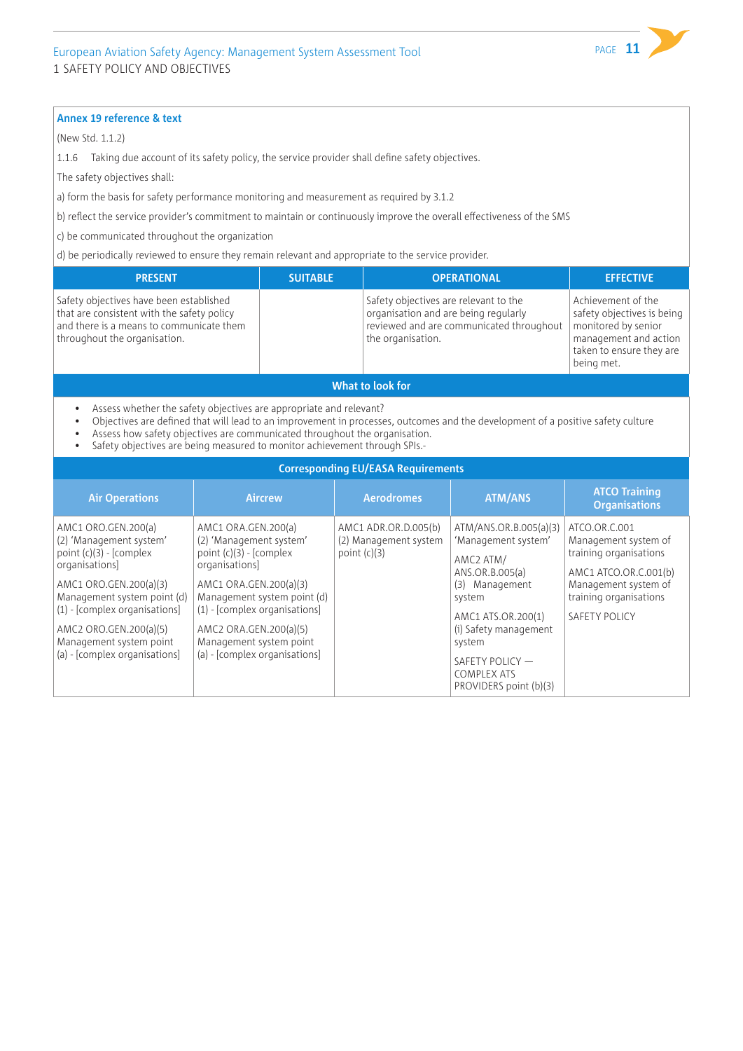**Annex 19 reference & text**

(New Std. 1.1.2)

1.1.6 Taking due account of its safety policy, the service provider shall define safety objectives.

The safety objectives shall:

a) form the basis for safety performance monitoring and measurement as required by 3.1.2

b) reflect the service provider's commitment to maintain or continuously improve the overall effectiveness of the SMS

c) be communicated throughout the organization

d) be periodically reviewed to ensure they remain relevant and appropriate to the service provider.

| PRESENT | SUITABLE | OPERATIONAL | EFFECTIVE |
|---|---|---|---|
| Safety objectives have been established that are consistent with the safety policy and there is a means to communicate them throughout the organisation. | | Safety objectives are relevant to the organisation and are being regularly reviewed and are communicated throughout the organisation. | Achievement of the safety objectives is being monitored by senior management and action taken to ensure they are being met. |

**What to look for**

- Assess whether the safety objectives are appropriate and relevant?
- Objectives are defined that will lead to an improvement in processes, outcomes and the development of a positive safety culture
- Assess how safety objectives are communicated throughout the organisation.
- Safety objectives are being measured to monitor achievement through SPIs.-

**Corresponding EU/EASA Requirements**

| Air Operations | Aircrew | Aerodromes | ATM/ANS | ATCO Training Organisations |
|---|---|---|---|---|
| AMC1 ORO.GEN.200(a)(2) 'Management system' point (c)(3) - [complex organisations]<br><br>AMC1 ORO.GEN.200(a)(3) Management system point (d)(1) - [complex organisations]<br><br>AMC2 ORO.GEN.200(a)(5) Management system point (a) - [complex organisations] | AMC1 ORA.GEN.200(a)(2) 'Management system' point (c)(3) - [complex organisations]<br><br>AMC1 ORA.GEN.200(a)(3) Management system point (d)(1) - [complex organisations]<br><br>AMC2 ORA.GEN.200(a)(5) Management system point (a) - [complex organisations] | AMC1 ADR.OR.D.005(b)(2) Management system point (c)(3) | ATM/ANS.OR.B.005(a)(3) 'Management system'<br><br>AMC2 ATM/ANS.OR.B.005(a)(3) Management system<br><br>AMC1 ATS.OR.200(1)(i) Safety management system<br><br>SAFETY POLICY — COMPLEX ATS PROVIDERS point (b)(3) | ATCO.OR.C.001 Management system of training organisations<br><br>AMC1 ATCO.OR.C.001(b) Management system of training organisations<br><br>SAFETY POLICY |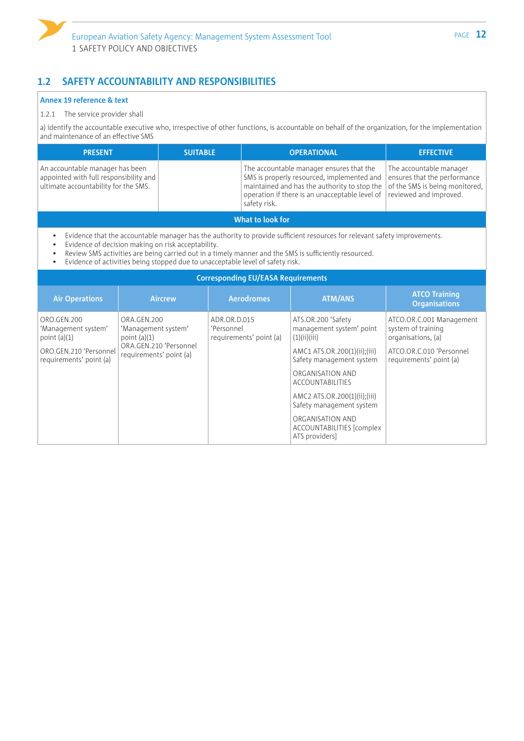## 1.2 SAFETY ACCOUNTABILITY AND RESPONSIBILITIES

**Annex 19 reference & text**

1.2.1 The service provider shall

a) identify the accountable executive who, irrespective of other functions, is accountable on behalf of the organization, for the implementation and maintenance of an effective SMS

| PRESENT | SUITABLE | OPERATIONAL | EFFECTIVE |
|---|---|---|---|
| An accountable manager has been appointed with full responsibility and ultimate accountability for the SMS. | | The accountable manager ensures that the SMS is properly resourced, implemented and maintained and has the authority to stop the operation if there is an unacceptable level of safety risk. | The accountable manager ensures that the performance of the SMS is being monitored, reviewed and improved. |

**What to look for**

- Evidence that the accountable manager has the authority to provide sufficient resources for relevant safety improvements.
- Evidence of decision making on risk acceptability.
- Review SMS activities are being carried out in a timely manner and the SMS is sufficiently resourced.
- Evidence of activities being stopped due to unacceptable level of safety risk.

**Corresponding EU/EASA Requirements**

| Air Operations | Aircrew | Aerodromes | ATM/ANS | ATCO Training Organisations |
|---|---|---|---|---|
| ORO.GEN.200 'Management system' point (a)(1)<br>ORO.GEN.210 'Personnel requirements' point (a) | ORA.GEN.200 'Management system' point (a)(1)<br>ORA.GEN.210 'Personnel requirements' point (a) | ADR.OR.D.015 'Personnel requirements' point (a) | ATS.OR.200 'Safety management system' point (1)(ii)(iii)<br>AMC1 ATS.OR.200(1)(ii);(iii) Safety management system<br>ORGANISATION AND ACCOUNTABILITIES<br>AMC2 ATS.OR.200(1)(ii);(iii) Safety management system<br>ORGANISATION AND ACCOUNTABILITIES [complex ATS providers] | ATCO.OR.C.001 Management system of training organisations, (a)<br>ATCO.OR.C.010 'Personnel requirements' point (a) |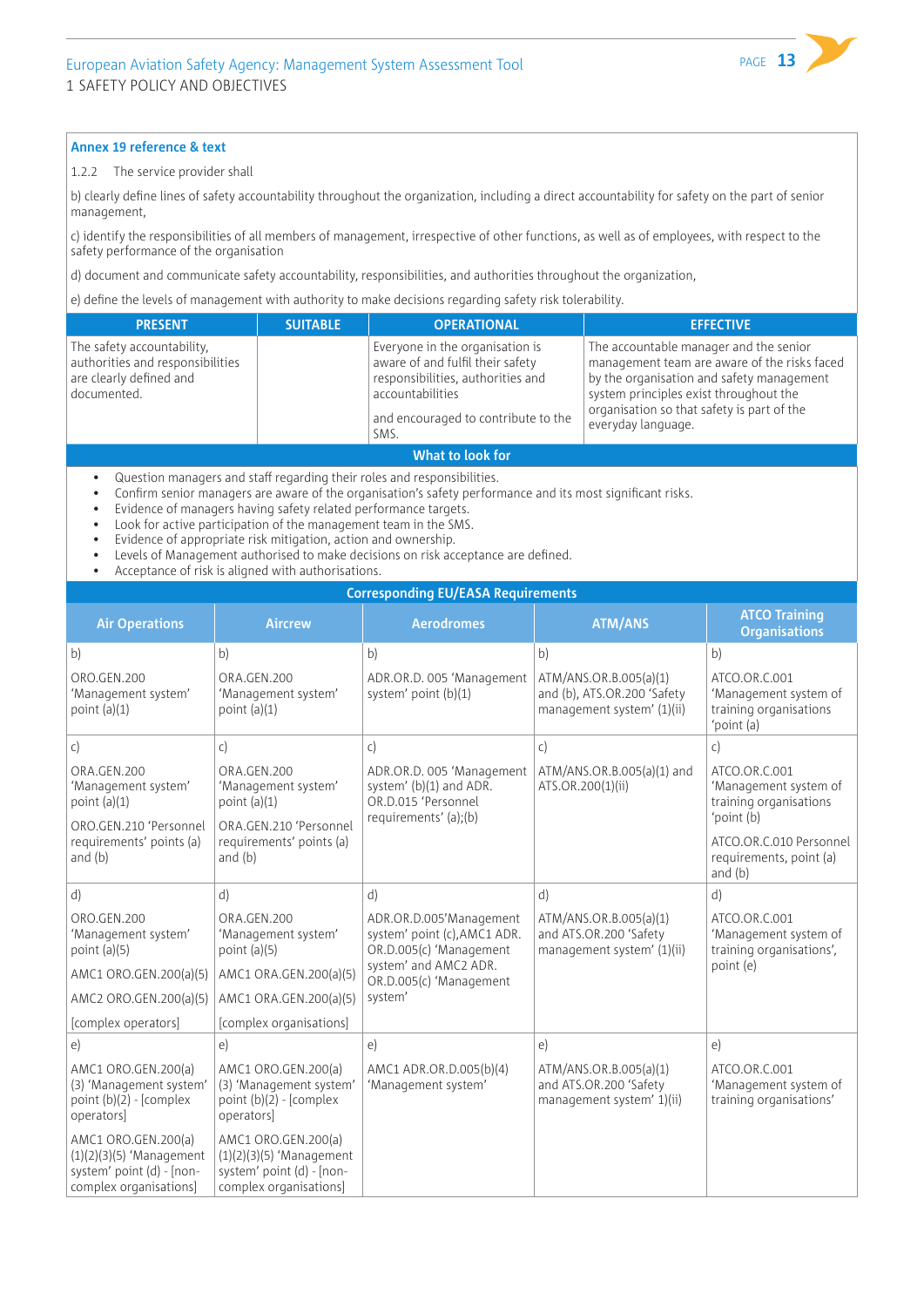**Annex 19 reference & text**

1.2.2 The service provider shall

b) clearly define lines of safety accountability throughout the organization, including a direct accountability for safety on the part of senior management,

c) identify the responsibilities of all members of management, irrespective of other functions, as well as of employees, with respect to the safety performance of the organisation

d) document and communicate safety accountability, responsibilities, and authorities throughout the organization,

e) define the levels of management with authority to make decisions regarding safety risk tolerability.

| PRESENT | SUITABLE | OPERATIONAL | EFFECTIVE |
|---|---|---|---|
| The safety accountability, authorities and responsibilities are clearly defined and documented. | | Everyone in the organisation is aware of and fulfil their safety responsibilities, authorities and accountabilities<br><br>and encouraged to contribute to the SMS. | The accountable manager and the senior management team are aware of the risks faced by the organisation and safety management system principles exist throughout the organisation so that safety is part of the everyday language. |

**What to look for**

- Question managers and staff regarding their roles and responsibilities.
- Confirm senior managers are aware of the organisation's safety performance and its most significant risks.
- Evidence of managers having safety related performance targets.
- Look for active participation of the management team in the SMS.
- Evidence of appropriate risk mitigation, action and ownership.
- Levels of Management authorised to make decisions on risk acceptance are defined.
- Acceptance of risk is aligned with authorisations.

**Corresponding EU/EASA Requirements**

| Air Operations | Aircrew | Aerodromes | ATM/ANS | ATCO Training Organisations |
|---|---|---|---|---|
| b) | b) | b) | b) | b) |
| ORO.GEN.200 'Management system' point (a)(1) | ORA.GEN.200 'Management system' point (a)(1) | ADR.OR.D. 005 'Management system' point (b)(1) | ATM/ANS.OR.B.005(a)(1) and (b), ATS.OR.200 'Safety management system' (1)(ii) | ATCO.OR.C.001 'Management system of training organisations 'point (a) |
| c) | c) | c) | c) | c) |
| ORA.GEN.200 'Management system' point (a)(1)<br><br>ORO.GEN.210 'Personnel requirements' points (a) and (b) | ORA.GEN.200 'Management system' point (a)(1)<br><br>ORA.GEN.210 'Personnel requirements' points (a) and (b) | ADR.OR.D. 005 'Management system' (b)(1) and ADR. OR.D.015 'Personnel requirements' (a);(b) | ATM/ANS.OR.B.005(a)(1) and ATS.OR.200(1)(ii) | ATCO.OR.C.001 'Management system of training organisations 'point (b)<br><br>ATCO.OR.C.010 Personnel requirements, point (a) and (b) |
| d) | d) | d) | d) | d) |
| ORO.GEN.200 'Management system' point (a)(5)<br><br>AMC1 ORO.GEN.200(a)(5)<br><br>AMC2 ORO.GEN.200(a)(5)<br><br>[complex operators] | ORA.GEN.200 'Management system' point (a)(5)<br><br>AMC1 ORA.GEN.200(a)(5)<br><br>AMC1 ORA.GEN.200(a)(5)<br><br>[complex organisations] | ADR.OR.D.005'Management system' point (c),AMC1 ADR. OR.D.005(c) 'Management system' and AMC2 ADR. OR.D.005(c) 'Management system' | ATM/ANS.OR.B.005(a)(1) and ATS.OR.200 'Safety management system' (1)(ii) | ATCO.OR.C.001 'Management system of training organisations', point (e) |
| e) | e) | e) | e) | e) |
| AMC1 ORO.GEN.200(a)(3) 'Management system' point (b)(2) - [complex operators]<br><br>AMC1 ORO.GEN.200(a)(1)(2)(3)(5) 'Management system' point (d) - [non-complex organisations] | AMC1 ORO.GEN.200(a)(3) 'Management system' point (b)(2) - [complex operators]<br><br>AMC1 ORA.GEN.200(a)(1)(2)(3)(5) 'Management system' point (d) - [non-complex organisations] | AMC1 ADR.OR.D.005(b)(4) 'Management system' | ATM/ANS.OR.B.005(a)(1) and ATS.OR.200 'Safety management system' 1)(ii) | ATCO.OR.C.001 'Management system of training organisations' |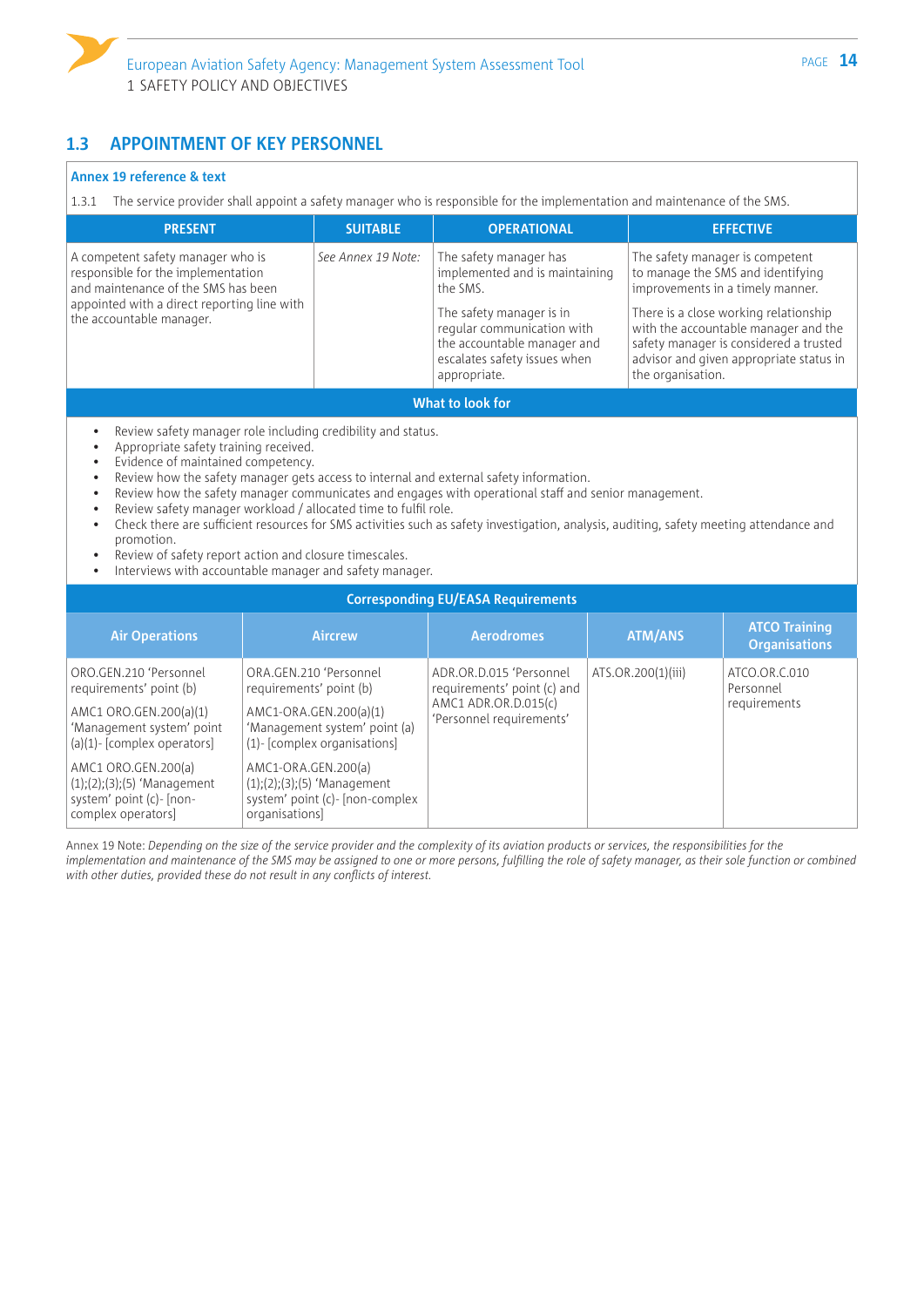## 1.3 APPOINTMENT OF KEY PERSONNEL

**Annex 19 reference & text**

1.3.1 The service provider shall appoint a safety manager who is responsible for the implementation and maintenance of the SMS.

| PRESENT | SUITABLE | OPERATIONAL | EFFECTIVE |
|---|---|---|---|
| A competent safety manager who is responsible for the implementation and maintenance of the SMS has been appointed with a direct reporting line with the accountable manager. | *See Annex 19 Note:* | The safety manager has implemented and is maintaining the SMS.<br><br>The safety manager is in regular communication with the accountable manager and escalates safety issues when appropriate. | The safety manager is competent to manage the SMS and identifying improvements in a timely manner.<br><br>There is a close working relationship with the accountable manager and the safety manager is considered a trusted advisor and given appropriate status in the organisation. |

**What to look for**

- Review safety manager role including credibility and status.
- Appropriate safety training received.
- Evidence of maintained competency.
- Review how the safety manager gets access to internal and external safety information.
- Review how the safety manager communicates and engages with operational staff and senior management.
- Review safety manager workload / allocated time to fulfil role.
- Check there are sufficient resources for SMS activities such as safety investigation, analysis, auditing, safety meeting attendance and promotion.
- Review of safety report action and closure timescales.
- Interviews with accountable manager and safety manager.

**Corresponding EU/EASA Requirements**

| Air Operations | Aircrew | Aerodromes | ATM/ANS | ATCO Training Organisations |
|---|---|---|---|---|
| ORO.GEN.210 'Personnel requirements' point (b)<br><br>AMC1 ORO.GEN.200(a)(1) 'Management system' point (a)(1)- [complex operators]<br><br>AMC1 ORO.GEN.200(a)(1);(2);(3);(5) 'Management system' point (c)- [non-complex operators] | ORA.GEN.210 'Personnel requirements' point (b)<br><br>AMC1-ORA.GEN.200(a)(1) 'Management system' point (a)(1)- [complex organisations]<br><br>AMC1-ORA.GEN.200(a)(1);(2);(3);(5) 'Management system' point (c)- [non-complex organisations] | ADR.OR.D.015 'Personnel requirements' point (c) and AMC1 ADR.OR.D.015(c) 'Personnel requirements' | ATS.OR.200(1)(iii) | ATCO.OR.C.010 Personnel requirements |

Annex 19 Note: *Depending on the size of the service provider and the complexity of its aviation products or services, the responsibilities for the implementation and maintenance of the SMS may be assigned to one or more persons, fulfilling the role of safety manager, as their sole function or combined with other duties, provided these do not result in any conflicts of interest.*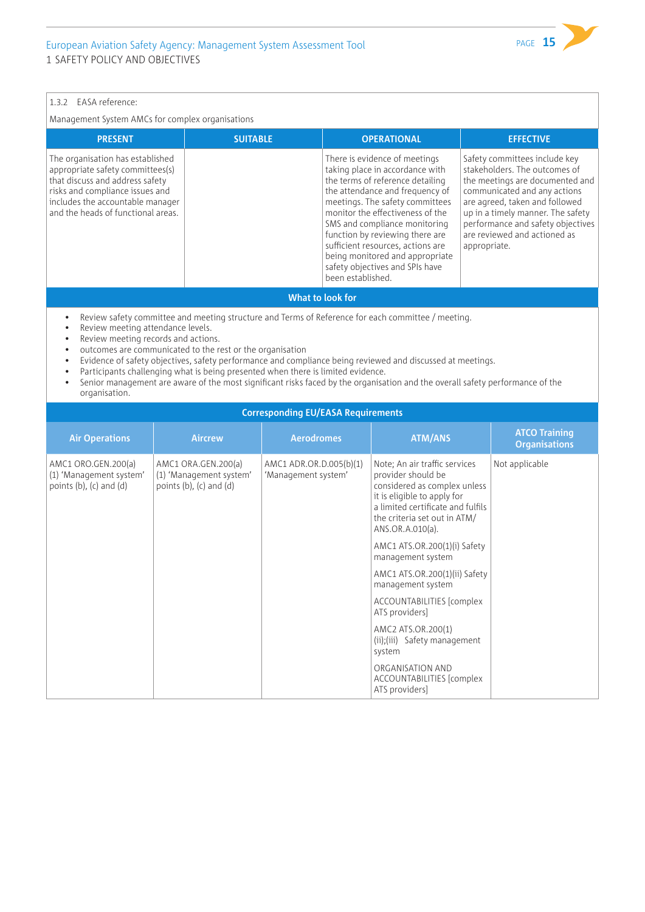1.3.2 EASA reference:

Management System AMCs for complex organisations

| PRESENT | SUITABLE | OPERATIONAL | EFFECTIVE |
|---|---|---|---|
| The organisation has established appropriate safety committees(s) that discuss and address safety risks and compliance issues and includes the accountable manager and the heads of functional areas. | | There is evidence of meetings taking place in accordance with the terms of reference detailing the attendance and frequency of meetings. The safety committees monitor the effectiveness of the SMS and compliance monitoring function by reviewing there are sufficient resources, actions are being monitored and appropriate safety objectives and SPIs have been established. | Safety committees include key stakeholders. The outcomes of the meetings are documented and communicated and any actions are agreed, taken and followed up in a timely manner. The safety performance and safety objectives are reviewed and actioned as appropriate. |

**What to look for**

- Review safety committee and meeting structure and Terms of Reference for each committee / meeting.
- Review meeting attendance levels.
- Review meeting records and actions.
- outcomes are communicated to the rest or the organisation
- Evidence of safety objectives, safety performance and compliance being reviewed and discussed at meetings.
- Participants challenging what is being presented when there is limited evidence.
- Senior management are aware of the most significant risks faced by the organisation and the overall safety performance of the organisation.

**Corresponding EU/EASA Requirements**

| Air Operations | Aircrew | Aerodromes | ATM/ANS | ATCO Training Organisations |
|---|---|---|---|---|
| AMC1 ORO.GEN.200(a)(1) 'Management system' points (b), (c) and (d) | AMC1 ORA.GEN.200(a)(1) 'Management system' points (b), (c) and (d) | AMC1 ADR.OR.D.005(b)(1) 'Management system' | Note; An air traffic services provider should be considered as complex unless it is eligible to apply for a limited certificate and fulfils the criteria set out in ATM/ANS.OR.A.010(a).<br><br>AMC1 ATS.OR.200(1)(i) Safety management system<br><br>AMC1 ATS.OR.200(1)(ii) Safety management system<br><br>ACCOUNTABILITIES [complex ATS providers]<br><br>AMC2 ATS.OR.200(1)(ii);(iii) Safety management system<br><br>ORGANISATION AND ACCOUNTABILITIES [complex ATS providers] | Not applicable |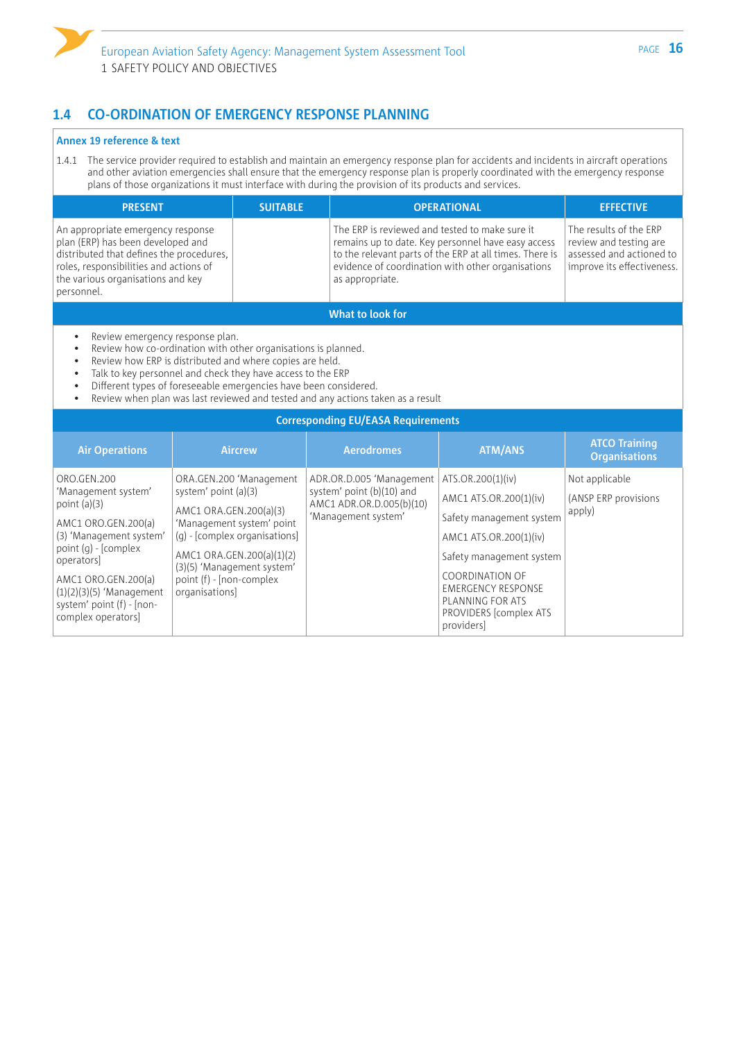## 1.4 CO-ORDINATION OF EMERGENCY RESPONSE PLANNING

**Annex 19 reference & text**

1.4.1 The service provider required to establish and maintain an emergency response plan for accidents and incidents in aircraft operations and other aviation emergencies shall ensure that the emergency response plan is properly coordinated with the emergency response plans of those organizations it must interface with during the provision of its products and services.

| PRESENT | SUITABLE | OPERATIONAL | EFFECTIVE |
|---|---|---|---|
| An appropriate emergency response plan (ERP) has been developed and distributed that defines the procedures, roles, responsibilities and actions of the various organisations and key personnel. | | The ERP is reviewed and tested to make sure it remains up to date. Key personnel have easy access to the relevant parts of the ERP at all times. There is evidence of coordination with other organisations as appropriate. | The results of the ERP review and testing are assessed and actioned to improve its effectiveness. |

**What to look for**

- Review emergency response plan.
- Review how co-ordination with other organisations is planned.
- Review how ERP is distributed and where copies are held.
- Talk to key personnel and check they have access to the ERP
- Different types of foreseeable emergencies have been considered.
- Review when plan was last reviewed and tested and any actions taken as a result

**Corresponding EU/EASA Requirements**

| Air Operations | Aircrew | Aerodromes | ATM/ANS | ATCO Training Organisations |
|---|---|---|---|---|
| ORO.GEN.200 'Management system' point (a)(3)<br><br>AMC1 ORO.GEN.200(a)(3) 'Management system' point (g) - [complex operators]<br><br>AMC1 ORO.GEN.200(a)(1)(2)(3)(5) 'Management system' point (f) - [non-complex operators] | ORA.GEN.200 'Management system' point (a)(3)<br><br>AMC1 ORA.GEN.200(a)(3) 'Management system' point (g) - [complex organisations]<br><br>AMC1 ORA.GEN.200(a)(1)(2)(3)(5) 'Management system' point (f) - [non-complex organisations] | ADR.OR.D.005 'Management system' point (b)(10) and AMC1 ADR.OR.D.005(b)(10) 'Management system' | ATS.OR.200(1)(iv)<br><br>AMC1 ATS.OR.200(1)(iv)<br><br>Safety management system<br><br>AMC1 ATS.OR.200(1)(iv)<br><br>Safety management system<br><br>COORDINATION OF EMERGENCY RESPONSE PLANNING FOR ATS PROVIDERS [complex ATS providers] | Not applicable<br><br>(ANSP ERP provisions apply) |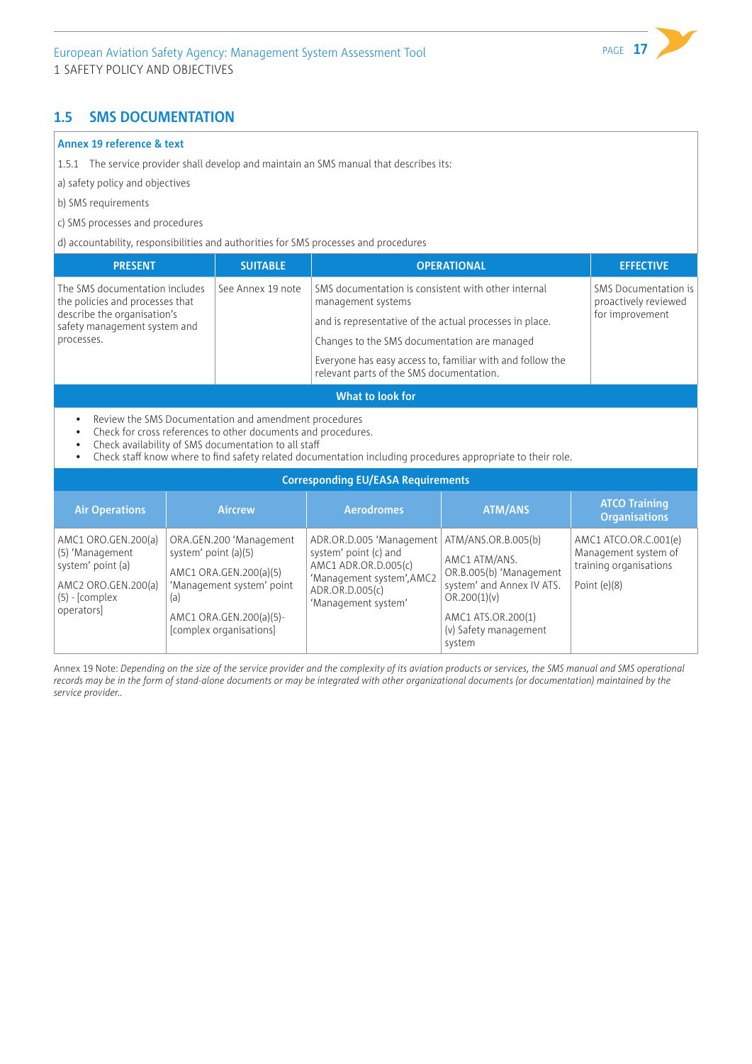## 1.5 SMS DOCUMENTATION

**Annex 19 reference & text**

1.5.1 The service provider shall develop and maintain an SMS manual that describes its:

a) safety policy and objectives

b) SMS requirements

c) SMS processes and procedures

d) accountability, responsibilities and authorities for SMS processes and procedures

| PRESENT | SUITABLE | OPERATIONAL | EFFECTIVE |
|---|---|---|---|
| The SMS documentation includes the policies and processes that describe the organisation's safety management system and processes. | See Annex 19 note | SMS documentation is consistent with other internal management systems<br><br>and is representative of the actual processes in place.<br><br>Changes to the SMS documentation are managed<br><br>Everyone has easy access to, familiar with and follow the relevant parts of the SMS documentation. | SMS Documentation is proactively reviewed for improvement |

**What to look for**

- Review the SMS Documentation and amendment procedures
- Check for cross references to other documents and procedures.
- Check availability of SMS documentation to all staff
- Check staff know where to find safety related documentation including procedures appropriate to their role.

**Corresponding EU/EASA Requirements**

| Air Operations | Aircrew | Aerodromes | ATM/ANS | ATCO Training Organisations |
|---|---|---|---|---|
| AMC1 ORO.GEN.200(a)(5) 'Management system' point (a)<br><br>AMC2 ORO.GEN.200(a)(5) - [complex operators] | ORA.GEN.200 'Management system' point (a)(5)<br><br>AMC1 ORA.GEN.200(a)(5) 'Management system' point (a)<br><br>AMC1 ORA.GEN.200(a)(5)- [complex organisations] | ADR.OR.D.005 'Management system' point (c) and AMC1 ADR.OR.D.005(c) 'Management system',AMC2 ADR.OR.D.005(c) 'Management system' | ATM/ANS.OR.B.005(b)<br><br>AMC1 ATM/ANS. OR.B.005(b) 'Management system' and Annex IV ATS. OR.200(1)(v)<br><br>AMC1 ATS.OR.200(1) (v) Safety management system | AMC1 ATCO.OR.C.001(e) Management system of training organisations<br><br>Point (e)(8) |

Annex 19 Note: *Depending on the size of the service provider and the complexity of its aviation products or services, the SMS manual and SMS operational records may be in the form of stand-alone documents or may be integrated with other organizational documents (or documentation) maintained by the service provider..*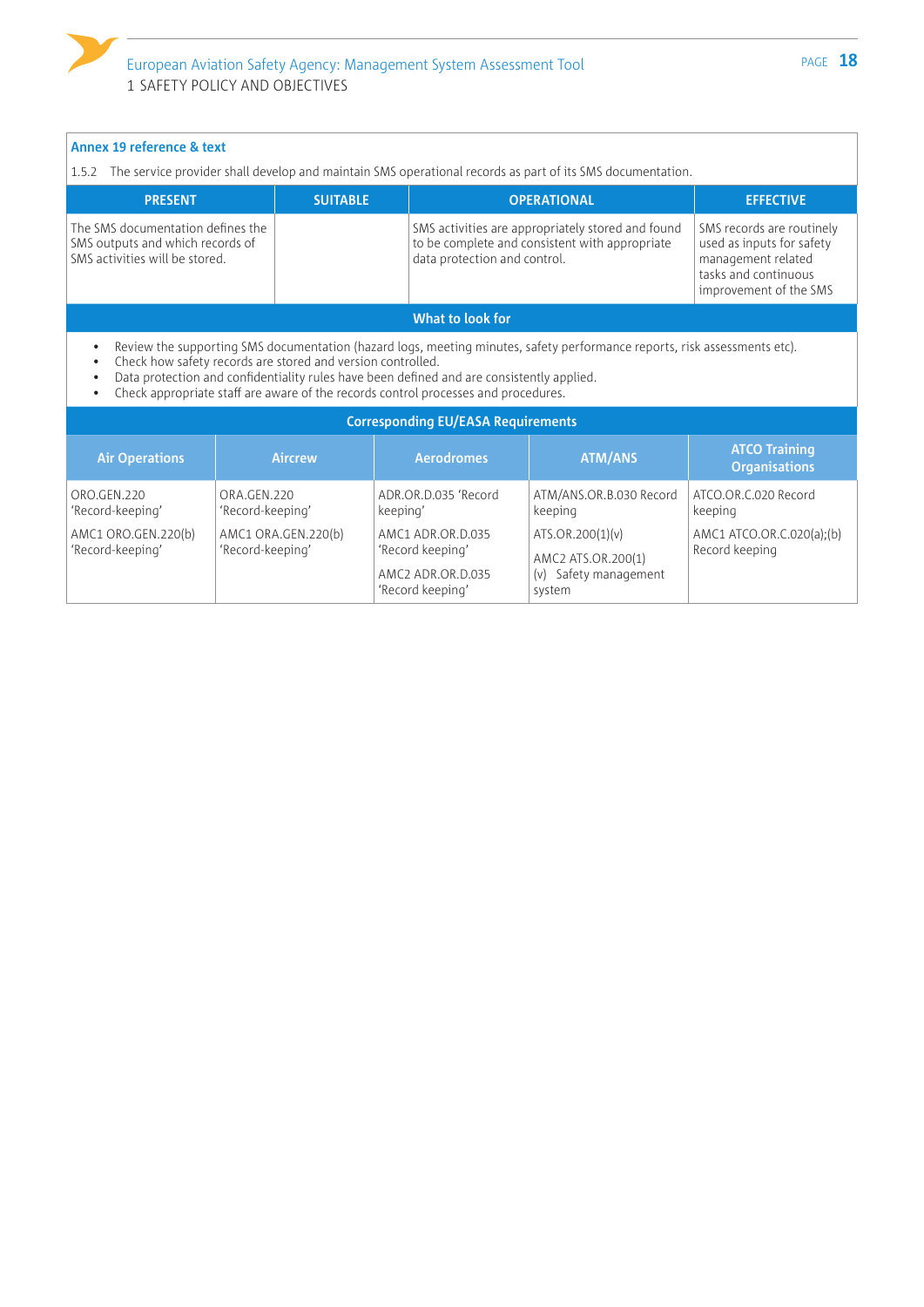**Annex 19 reference & text**

1.5.2 The service provider shall develop and maintain SMS operational records as part of its SMS documentation.

| PRESENT | SUITABLE | OPERATIONAL | EFFECTIVE |
|---|---|---|---|
| The SMS documentation defines the SMS outputs and which records of SMS activities will be stored. | | SMS activities are appropriately stored and found to be complete and consistent with appropriate data protection and control. | SMS records are routinely used as inputs for safety management related tasks and continuous improvement of the SMS |

**What to look for**

- Review the supporting SMS documentation (hazard logs, meeting minutes, safety performance reports, risk assessments etc).
- Check how safety records are stored and version controlled.
- Data protection and confidentiality rules have been defined and are consistently applied.
- Check appropriate staff are aware of the records control processes and procedures.

**Corresponding EU/EASA Requirements**

| Air Operations | Aircrew | Aerodromes | ATM/ANS | ATCO Training Organisations |
|---|---|---|---|---|
| ORO.GEN.220 'Record-keeping'<br>AMC1 ORO.GEN.220(b) 'Record-keeping' | ORA.GEN.220 'Record-keeping'<br>AMC1 ORA.GEN.220(b) 'Record-keeping' | ADR.OR.D.035 'Record keeping'<br>AMC1 ADR.OR.D.035 'Record keeping'<br>AMC2 ADR.OR.D.035 'Record keeping' | ATM/ANS.OR.B.030 Record keeping<br>ATS.OR.200(1)(v)<br>AMC2 ATS.OR.200(1) (v) Safety management system | ATCO.OR.C.020 Record keeping<br>AMC1 ATCO.OR.C.020(a);(b) Record keeping |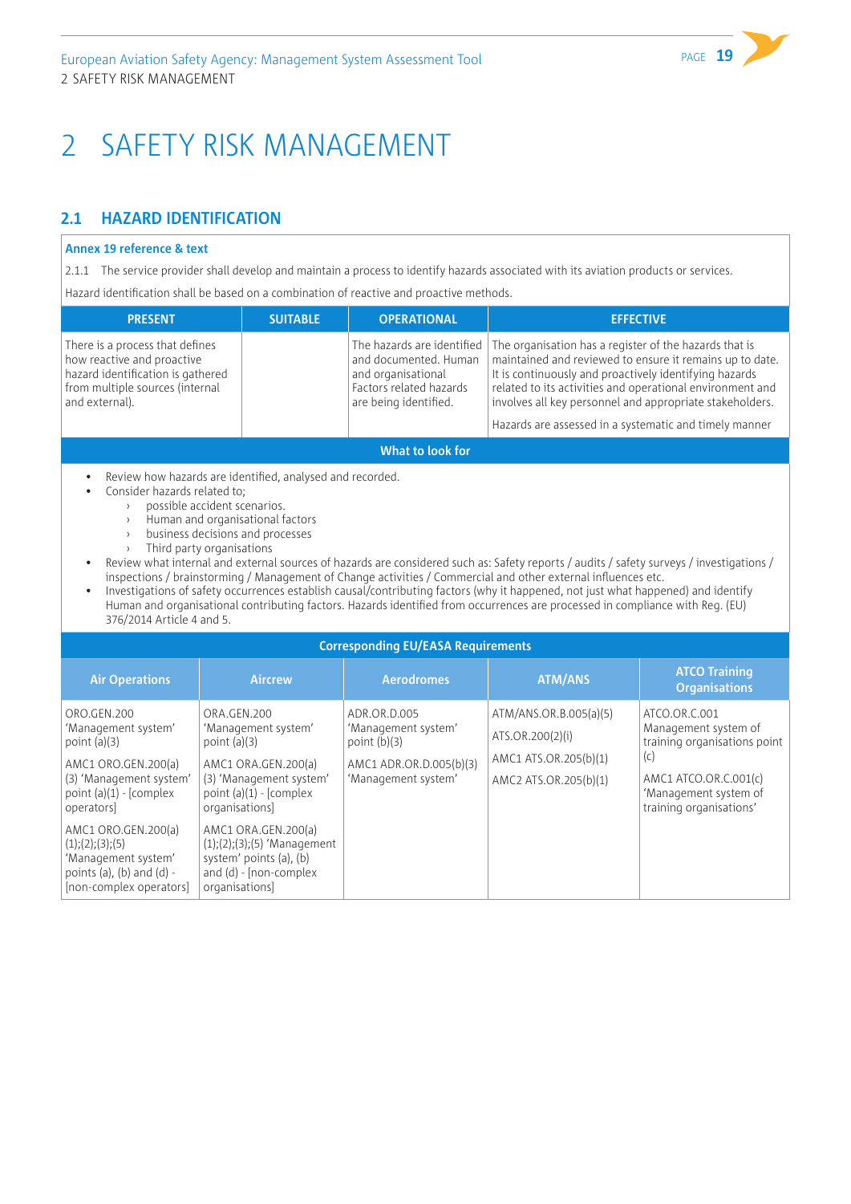# 2 SAFETY RISK MANAGEMENT

## 2.1 HAZARD IDENTIFICATION

**Annex 19 reference & text**

2.1.1 The service provider shall develop and maintain a process to identify hazards associated with its aviation products or services.

Hazard identification shall be based on a combination of reactive and proactive methods.

| PRESENT | SUITABLE | OPERATIONAL | EFFECTIVE |
|---|---|---|---|
| There is a process that defines how reactive and proactive hazard identification is gathered from multiple sources (internal and external). | | The hazards are identified and documented. Human and organisational Factors related hazards are being identified. | The organisation has a register of the hazards that is maintained and reviewed to ensure it remains up to date. It is continuously and proactively identifying hazards related to its activities and operational environment and involves all key personnel and appropriate stakeholders.<br><br>Hazards are assessed in a systematic and timely manner |

**What to look for**

- Review how hazards are identified, analysed and recorded.
- Consider hazards related to;
  - possible accident scenarios.
  - Human and organisational factors
  - business decisions and processes
  - Third party organisations
- Review what internal and external sources of hazards are considered such as: Safety reports / audits / safety surveys / investigations / inspections / brainstorming / Management of Change activities / Commercial and other external influences etc.
- Investigations of safety occurrences establish causal/contributing factors (why it happened, not just what happened) and identify Human and organisational contributing factors. Hazards identified from occurrences are processed in compliance with Reg. (EU) 376/2014 Article 4 and 5.

**Corresponding EU/EASA Requirements**

| Air Operations | Aircrew | Aerodromes | ATM/ANS | ATCO Training Organisations |
|---|---|---|---|---|
| ORO.GEN.200 'Management system' point (a)(3)<br><br>AMC1 ORO.GEN.200(a)(3) 'Management system' point (a)(1) - [complex operators]<br><br>AMC1 ORO.GEN.200(a)(1);(2);(3);(5) 'Management system' points (a), (b) and (d) - [non-complex operators] | ORA.GEN.200 'Management system' point (a)(3)<br><br>AMC1 ORA.GEN.200(a)(3) 'Management system' point (a)(1) - [complex organisations]<br><br>AMC1 ORA.GEN.200(a)(1);(2);(3);(5) 'Management system' points (a), (b) and (d) - [non-complex organisations] | ADR.OR.D.005 'Management system' point (b)(3)<br><br>AMC1 ADR.OR.D.005(b)(3) 'Management system' | ATM/ANS.OR.B.005(a)(5)<br><br>ATS.OR.200(2)(i)<br><br>AMC1 ATS.OR.205(b)(1)<br><br>AMC2 ATS.OR.205(b)(1) | ATCO.OR.C.001 Management system of training organisations point (c)<br><br>AMC1 ATCO.OR.C.001(c) 'Management system of training organisations' |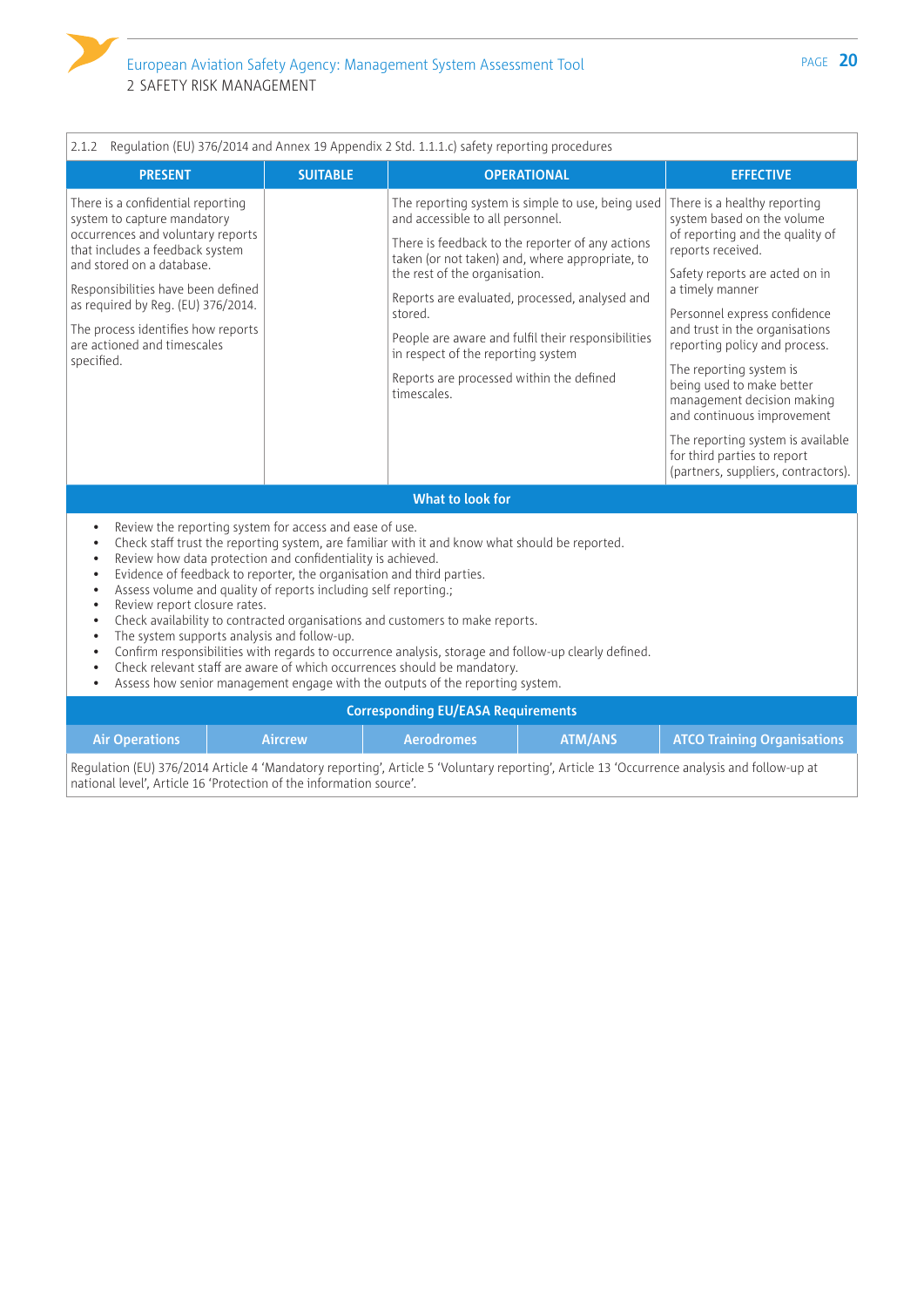## 2 SAFETY RISK MANAGEMENT

2.1.2 Regulation (EU) 376/2014 and Annex 19 Appendix 2 Std. 1.1.1.c) safety reporting procedures

| PRESENT | SUITABLE | OPERATIONAL | EFFECTIVE |
|---|---|---|---|
| There is a confidential reporting system to capture mandatory occurrences and voluntary reports that includes a feedback system and stored on a database.<br><br>Responsibilities have been defined as required by Reg. (EU) 376/2014.<br><br>The process identifies how reports are actioned and timescales specified. | | The reporting system is simple to use, being used and accessible to all personnel.<br><br>There is feedback to the reporter of any actions taken (or not taken) and, where appropriate, to the rest of the organisation.<br><br>Reports are evaluated, processed, analysed and stored.<br><br>People are aware and fulfil their responsibilities in respect of the reporting system<br><br>Reports are processed within the defined timescales. | There is a healthy reporting system based on the volume of reporting and the quality of reports received.<br><br>Safety reports are acted on in a timely manner<br><br>Personnel express confidence and trust in the organisations reporting policy and process.<br><br>The reporting system is being used to make better management decision making and continuous improvement<br><br>The reporting system is available for third parties to report (partners, suppliers, contractors). |

**What to look for**

- Review the reporting system for access and ease of use.
- Check staff trust the reporting system, are familiar with it and know what should be reported.
- Review how data protection and confidentiality is achieved.
- Evidence of feedback to reporter, the organisation and third parties.
- Assess volume and quality of reports including self reporting.;
- Review report closure rates.
- Check availability to contracted organisations and customers to make reports.
- The system supports analysis and follow-up.
- Confirm responsibilities with regards to occurrence analysis, storage and follow-up clearly defined.
- Check relevant staff are aware of which occurrences should be mandatory.
- Assess how senior management engage with the outputs of the reporting system.

**Corresponding EU/EASA Requirements**

| Air Operations | Aircrew | Aerodromes | ATM/ANS | ATCO Training Organisations |
|---|---|---|---|---|

Regulation (EU) 376/2014 Article 4 'Mandatory reporting', Article 5 'Voluntary reporting', Article 13 'Occurrence analysis and follow-up at national level', Article 16 'Protection of the information source'.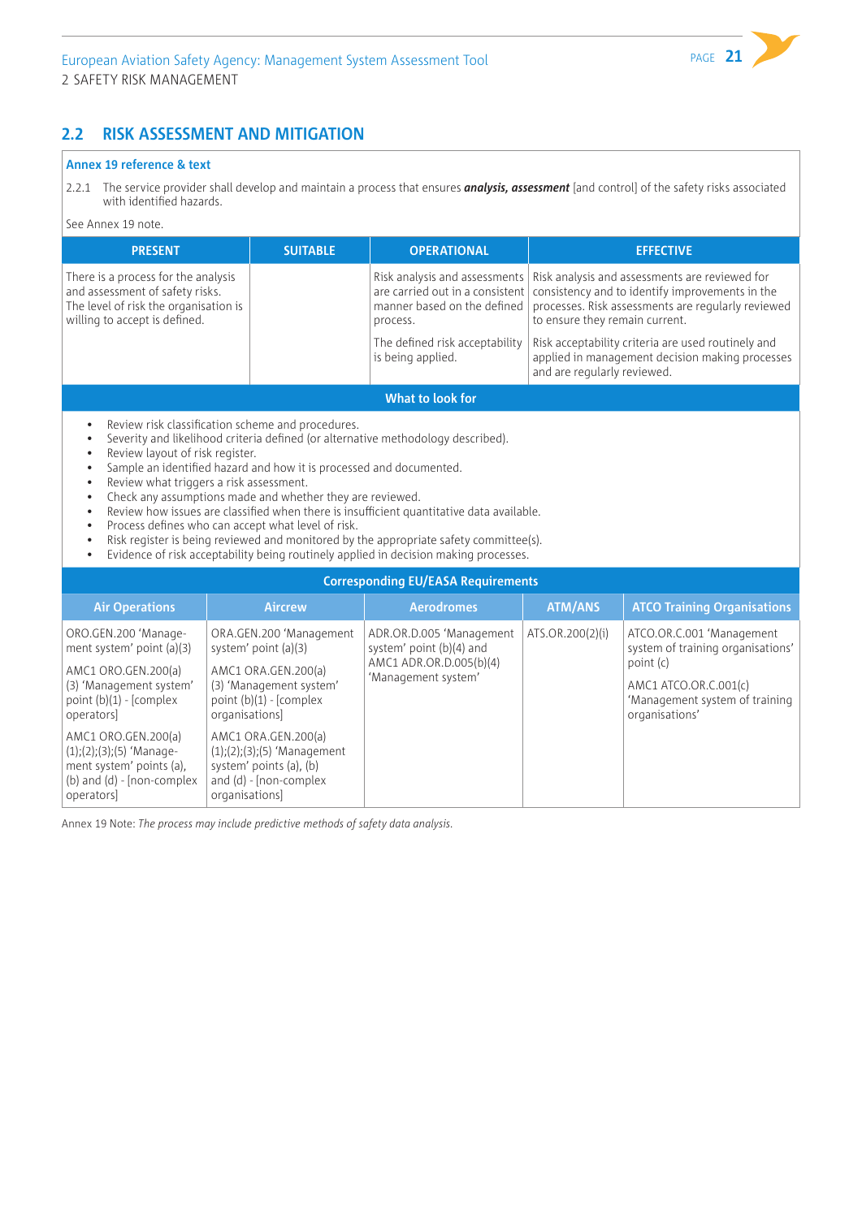## 2.2 RISK ASSESSMENT AND MITIGATION

**Annex 19 reference & text**

2.2.1 The service provider shall develop and maintain a process that ensures ***analysis, assessment*** [and control] of the safety risks associated with identified hazards.

See Annex 19 note.

| PRESENT | SUITABLE | OPERATIONAL | EFFECTIVE |
|---|---|---|---|
| There is a process for the analysis and assessment of safety risks. The level of risk the organisation is willing to accept is defined. | | Risk analysis and assessments are carried out in a consistent manner based on the defined process. | Risk analysis and assessments are reviewed for consistency and to identify improvements in the processes. Risk assessments are regularly reviewed to ensure they remain current. |
| | | The defined risk acceptability is being applied. | Risk acceptability criteria are used routinely and applied in management decision making processes and are regularly reviewed. |

**What to look for**

- Review risk classification scheme and procedures.
- Severity and likelihood criteria defined (or alternative methodology described).
- Review layout of risk register.
- Sample an identified hazard and how it is processed and documented.
- Review what triggers a risk assessment.
- Check any assumptions made and whether they are reviewed.
- Review how issues are classified when there is insufficient quantitative data available.
- Process defines who can accept what level of risk.
- Risk register is being reviewed and monitored by the appropriate safety committee(s).
- Evidence of risk acceptability being routinely applied in decision making processes.

**Corresponding EU/EASA Requirements**

| Air Operations | Aircrew | Aerodromes | ATM/ANS | ATCO Training Organisations |
|---|---|---|---|---|
| ORO.GEN.200 'Management system' point (a)(3)<br><br>AMC1 ORO.GEN.200(a)(3) 'Management system' point (b)(1) - [complex operators]<br><br>AMC1 ORO.GEN.200(a)(1);(2);(3);(5) 'Management system' points (a), (b) and (d) - [non-complex operators] | ORA.GEN.200 'Management system' point (a)(3)<br><br>AMC1 ORA.GEN.200(a)(3) 'Management system' point (b)(1) - [complex organisations]<br><br>AMC1 ORA.GEN.200(a)(1);(2);(3);(5) 'Management system' points (a), (b) and (d) - [non-complex organisations] | ADR.OR.D.005 'Management system' point (b)(4) and AMC1 ADR.OR.D.005(b)(4) 'Management system' | ATS.OR.200(2)(i) | ATCO.OR.C.001 'Management system of training organisations' point (c)<br><br>AMC1 ATCO.OR.C.001(c) 'Management system of training organisations' |

Annex 19 Note: *The process may include predictive methods of safety data analysis.*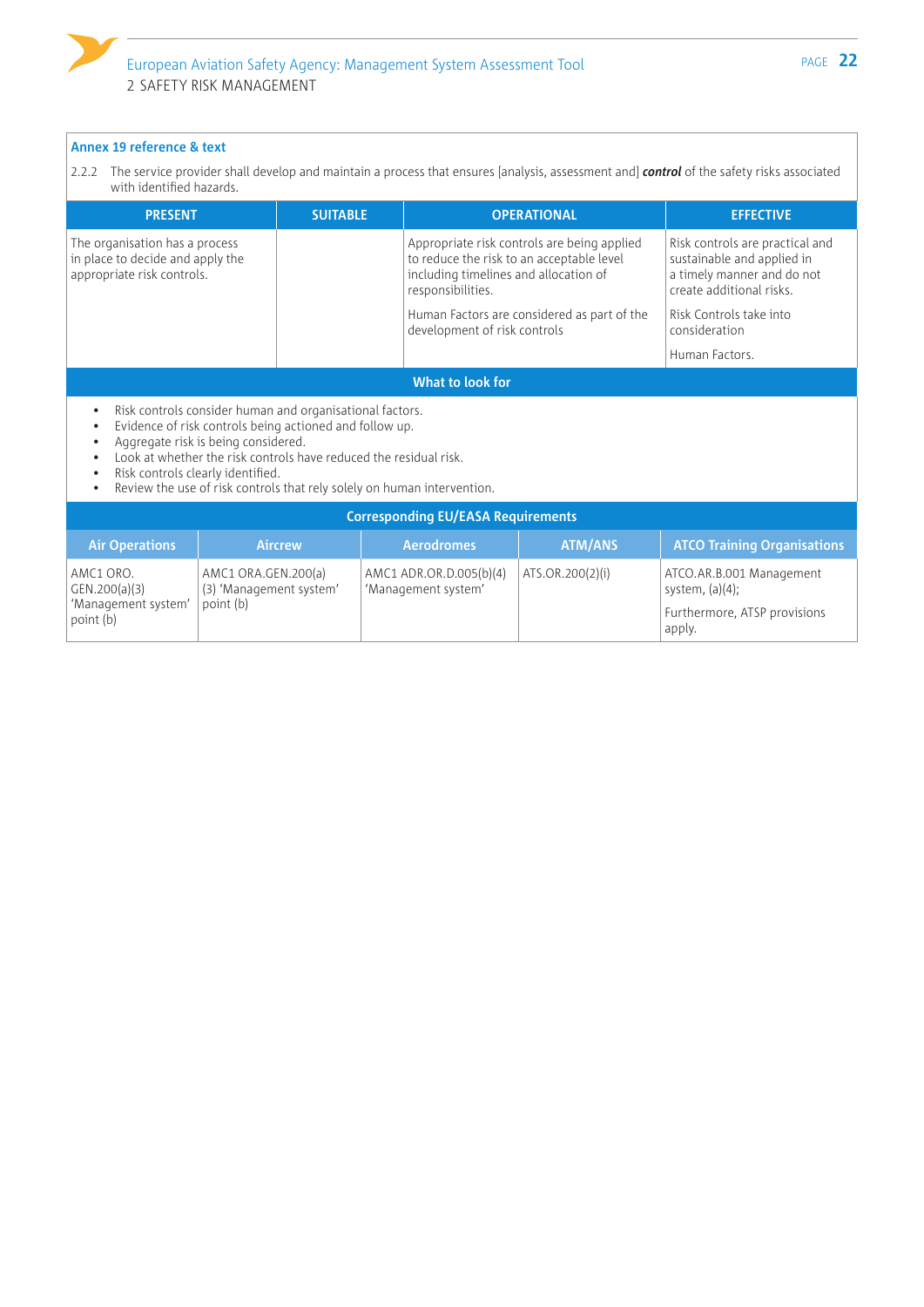**Annex 19 reference & text**

2.2.2 The service provider shall develop and maintain a process that ensures [analysis, assessment and] ***control*** of the safety risks associated with identified hazards.

| PRESENT | SUITABLE | OPERATIONAL | EFFECTIVE |
|---|---|---|---|
| The organisation has a process in place to decide and apply the appropriate risk controls. | | Appropriate risk controls are being applied to reduce the risk to an acceptable level including timelines and allocation of responsibilities.<br><br>Human Factors are considered as part of the development of risk controls | Risk controls are practical and sustainable and applied in a timely manner and do not create additional risks.<br><br>Risk Controls take into consideration<br><br>Human Factors. |

**What to look for**

- Risk controls consider human and organisational factors.
- Evidence of risk controls being actioned and follow up.
- Aggregate risk is being considered.
- Look at whether the risk controls have reduced the residual risk.
- Risk controls clearly identified.
- Review the use of risk controls that rely solely on human intervention.

**Corresponding EU/EASA Requirements**

| Air Operations | Aircrew | Aerodromes | ATM/ANS | ATCO Training Organisations |
|---|---|---|---|---|
| AMC1 ORO. GEN.200(a)(3) 'Management system' point (b) | AMC1 ORA.GEN.200(a)(3) 'Management system' point (b) | AMC1 ADR.OR.D.005(b)(4) 'Management system' | ATS.OR.200(2)(i) | ATCO.AR.B.001 Management system, (a)(4);<br><br>Furthermore, ATSP provisions apply. |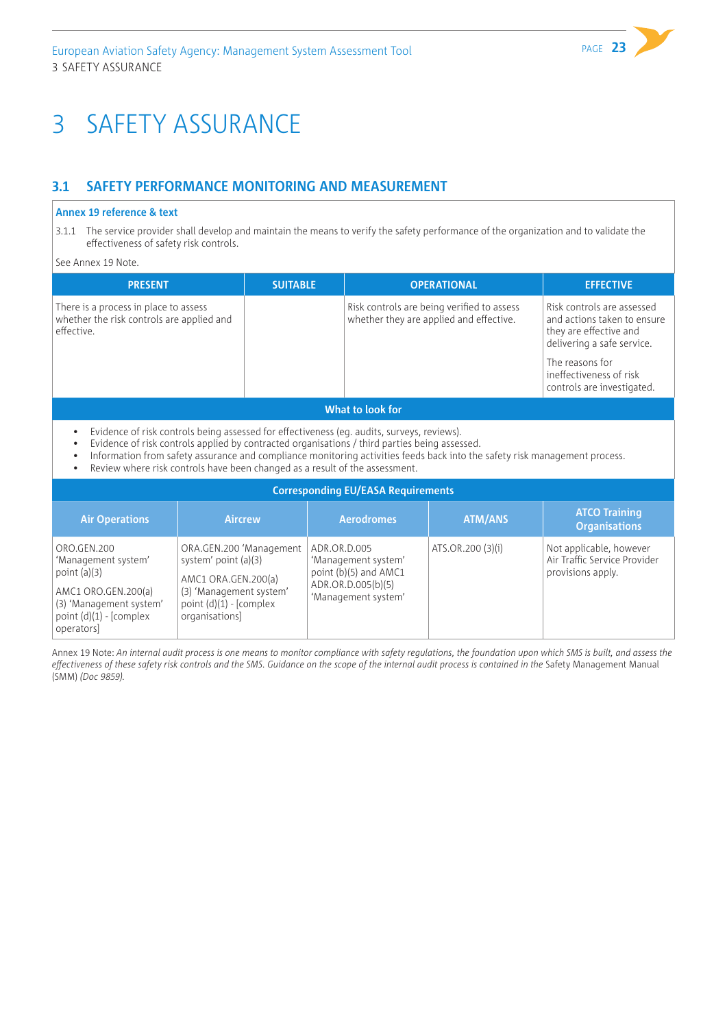# 3 SAFETY ASSURANCE

## 3.1 SAFETY PERFORMANCE MONITORING AND MEASUREMENT

**Annex 19 reference & text**

3.1.1 The service provider shall develop and maintain the means to verify the safety performance of the organization and to validate the effectiveness of safety risk controls.

See Annex 19 Note.

| PRESENT | SUITABLE | OPERATIONAL | EFFECTIVE |
|---|---|---|---|
| There is a process in place to assess whether the risk controls are applied and effective. | | Risk controls are being verified to assess whether they are applied and effective. | Risk controls are assessed and actions taken to ensure they are effective and delivering a safe service.<br><br>The reasons for ineffectiveness of risk controls are investigated. |

**What to look for**

- Evidence of risk controls being assessed for effectiveness (eg. audits, surveys, reviews).
- Evidence of risk controls applied by contracted organisations / third parties being assessed.
- Information from safety assurance and compliance monitoring activities feeds back into the safety risk management process.
- Review where risk controls have been changed as a result of the assessment.

**Corresponding EU/EASA Requirements**

| Air Operations | Aircrew | Aerodromes | ATM/ANS | ATCO Training Organisations |
|---|---|---|---|---|
| ORO.GEN.200 'Management system' point (a)(3)<br><br>AMC1 ORO.GEN.200(a)(3) 'Management system' point (d)(1) - [complex operators] | ORA.GEN.200 'Management system' point (a)(3)<br><br>AMC1 ORA.GEN.200(a)(3) 'Management system' point (d)(1) - [complex organisations] | ADR.OR.D.005 'Management system' point (b)(5) and AMC1 ADR.OR.D.005(b)(5) 'Management system' | ATS.OR.200 (3)(i) | Not applicable, however Air Traffic Service Provider provisions apply. |

Annex 19 Note: *An internal audit process is one means to monitor compliance with safety regulations, the foundation upon which SMS is built, and assess the effectiveness of these safety risk controls and the SMS. Guidance on the scope of the internal audit process is contained in the* Safety Management Manual (SMM) *(Doc 9859).*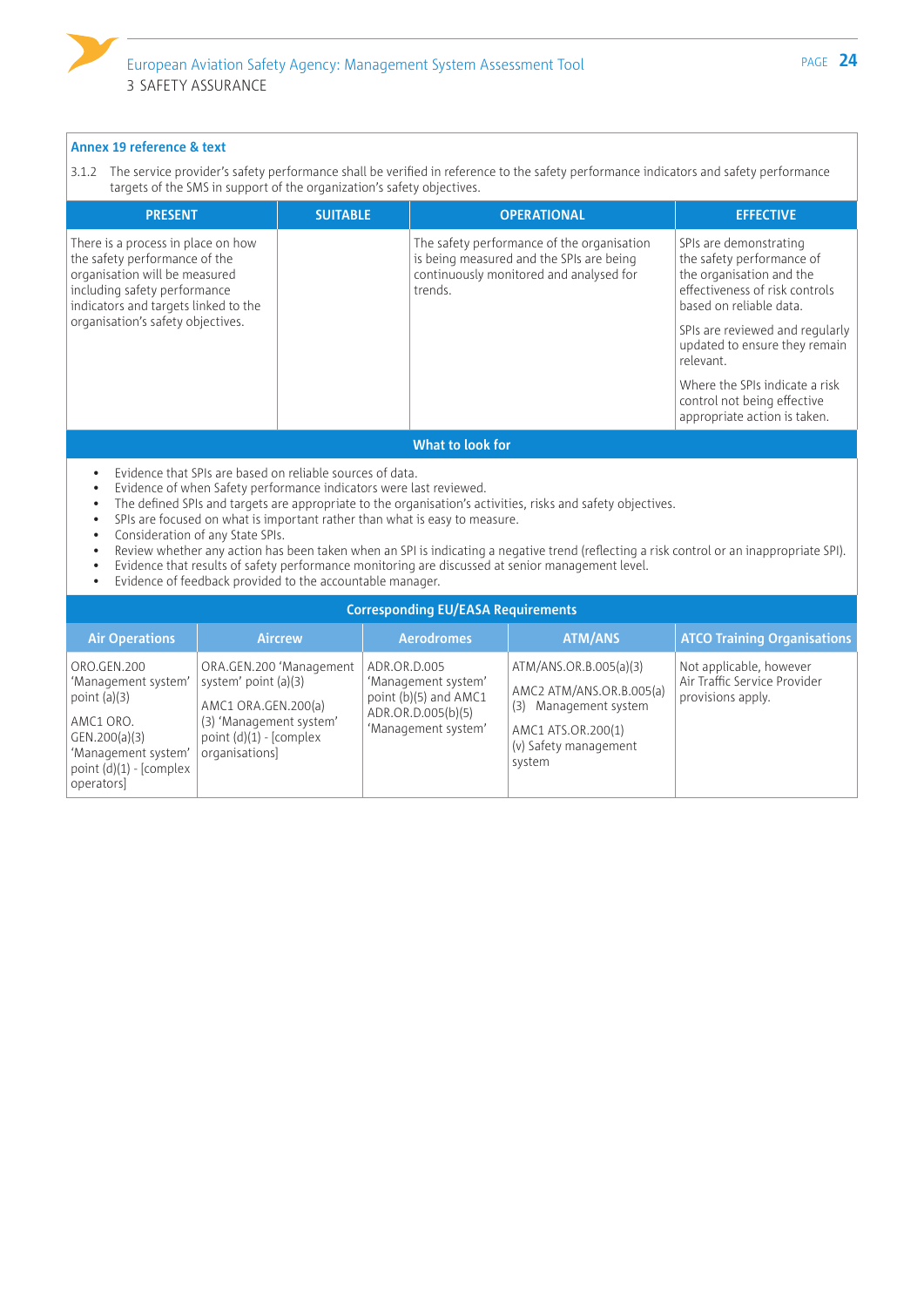**Annex 19 reference & text**

3.1.2 The service provider's safety performance shall be verified in reference to the safety performance indicators and safety performance targets of the SMS in support of the organization's safety objectives.

| PRESENT | SUITABLE | OPERATIONAL | EFFECTIVE |
|---|---|---|---|
| There is a process in place on how the safety performance of the organisation will be measured including safety performance indicators and targets linked to the organisation's safety objectives. | | The safety performance of the organisation is being measured and the SPIs are being continuously monitored and analysed for trends. | SPIs are demonstrating the safety performance of the organisation and the effectiveness of risk controls based on reliable data.<br><br>SPIs are reviewed and regularly updated to ensure they remain relevant.<br><br>Where the SPIs indicate a risk control not being effective appropriate action is taken. |

**What to look for**

- Evidence that SPIs are based on reliable sources of data.
- Evidence of when Safety performance indicators were last reviewed.
- The defined SPIs and targets are appropriate to the organisation's activities, risks and safety objectives.
- SPIs are focused on what is important rather than what is easy to measure.
- Consideration of any State SPIs.
- Review whether any action has been taken when an SPI is indicating a negative trend (reflecting a risk control or an inappropriate SPI).
- Evidence that results of safety performance monitoring are discussed at senior management level.
- Evidence of feedback provided to the accountable manager.

**Corresponding EU/EASA Requirements**

| Air Operations | Aircrew | Aerodromes | ATM/ANS | ATCO Training Organisations |
|---|---|---|---|---|
| ORO.GEN.200 'Management system' point (a)(3)<br><br>AMC1 ORO.GEN.200(a)(3) 'Management system' point (d)(1) - [complex operators] | ORA.GEN.200 'Management system' point (a)(3)<br><br>AMC1 ORA.GEN.200(a)(3) 'Management system' point (d)(1) - [complex organisations] | ADR.OR.D.005 'Management system' point (b)(5) and AMC1 ADR.OR.D.005(b)(5) 'Management system' | ATM/ANS.OR.B.005(a)(3)<br><br>AMC2 ATM/ANS.OR.B.005(a)(3) Management system<br><br>AMC1 ATS.OR.200(1)(v) Safety management system | Not applicable, however Air Traffic Service Provider provisions apply. |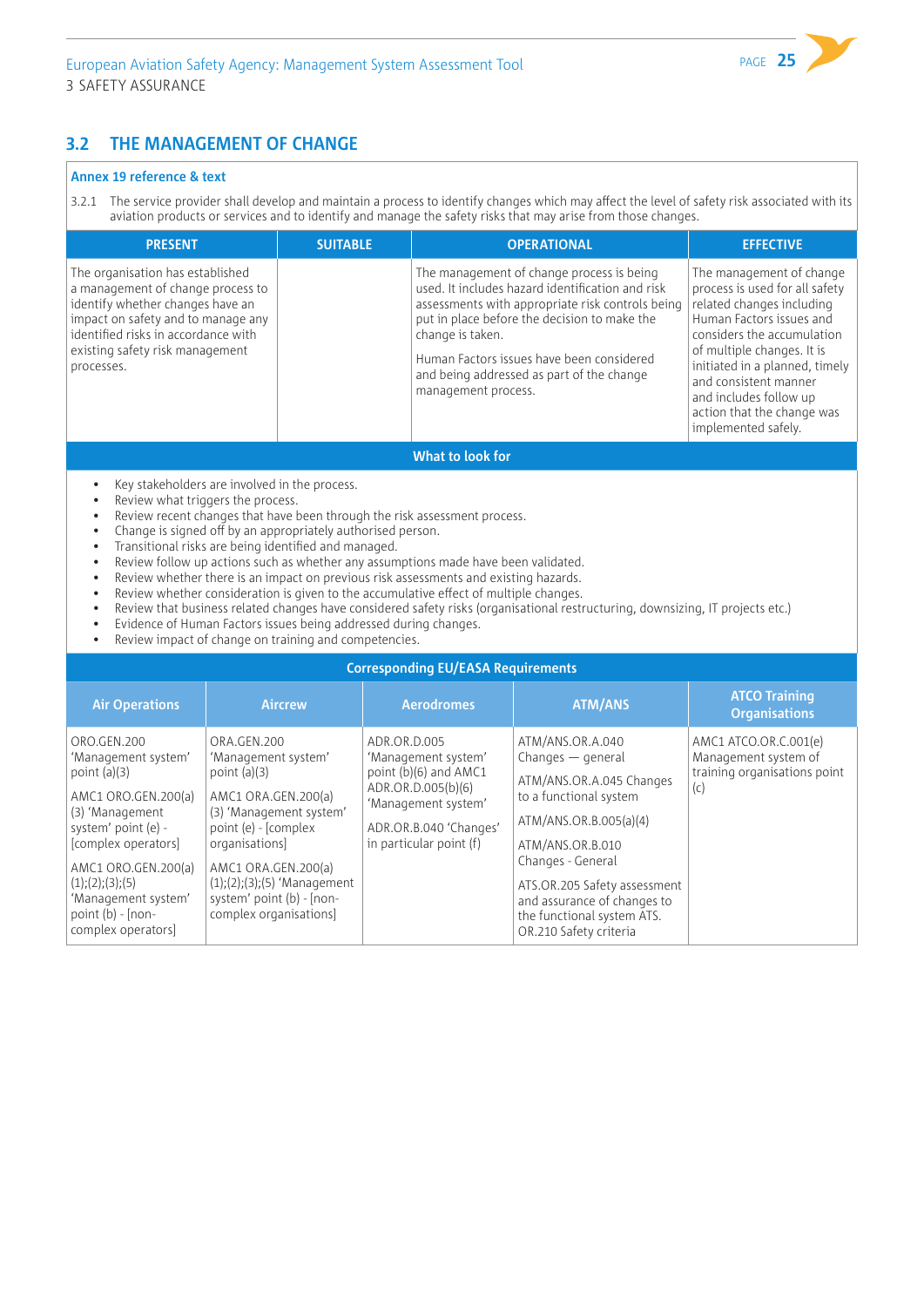## 3.2 THE MANAGEMENT OF CHANGE

**Annex 19 reference & text**

3.2.1 The service provider shall develop and maintain a process to identify changes which may affect the level of safety risk associated with its aviation products or services and to identify and manage the safety risks that may arise from those changes.

| PRESENT | SUITABLE | OPERATIONAL | EFFECTIVE |
|---|---|---|---|
| The organisation has established a management of change process to identify whether changes have an impact on safety and to manage any identified risks in accordance with existing safety risk management processes. | | The management of change process is being used. It includes hazard identification and risk assessments with appropriate risk controls being put in place before the decision to make the change is taken.<br><br>Human Factors issues have been considered and being addressed as part of the change management process. | The management of change process is used for all safety related changes including Human Factors issues and considers the accumulation of multiple changes. It is initiated in a planned, timely and consistent manner and includes follow up action that the change was implemented safely. |

**What to look for**

- Key stakeholders are involved in the process.
- Review what triggers the process.
- Review recent changes that have been through the risk assessment process.
- Change is signed off by an appropriately authorised person.
- Transitional risks are being identified and managed.
- Review follow up actions such as whether any assumptions made have been validated.
- Review whether there is an impact on previous risk assessments and existing hazards.
- Review whether consideration is given to the accumulative effect of multiple changes.
- Review that business related changes have considered safety risks (organisational restructuring, downsizing, IT projects etc.)
- Evidence of Human Factors issues being addressed during changes.
- Review impact of change on training and competencies.

**Corresponding EU/EASA Requirements**

| Air Operations | Aircrew | Aerodromes | ATM/ANS | ATCO Training Organisations |
|---|---|---|---|---|
| ORO.GEN.200 'Management system' point (a)(3)<br><br>AMC1 ORO.GEN.200(a)(3) 'Management system' point (e) - [complex operators]<br><br>AMC1 ORO.GEN.200(a)(1);(2);(3);(5) 'Management system' point (b) - [non-complex operators] | ORA.GEN.200 'Management system' point (a)(3)<br><br>AMC1 ORA.GEN.200(a)(3) 'Management system' point (e) - [complex organisations]<br><br>AMC1 ORA.GEN.200(a)(1);(2);(3);(5) 'Management system' point (b) - [non-complex organisations] | ADR.OR.D.005 'Management system' point (b)(6) and AMC1 ADR.OR.D.005(b)(6) 'Management system'<br><br>ADR.OR.B.040 'Changes' in particular point (f) | ATM/ANS.OR.A.040 Changes — general<br><br>ATM/ANS.OR.A.045 Changes to a functional system<br><br>ATM/ANS.OR.B.005(a)(4)<br><br>ATM/ANS.OR.B.010 Changes - General<br><br>ATS.OR.205 Safety assessment and assurance of changes to the functional system ATS.OR.210 Safety criteria | AMC1 ATCO.OR.C.001(e) Management system of training organisations point (c) |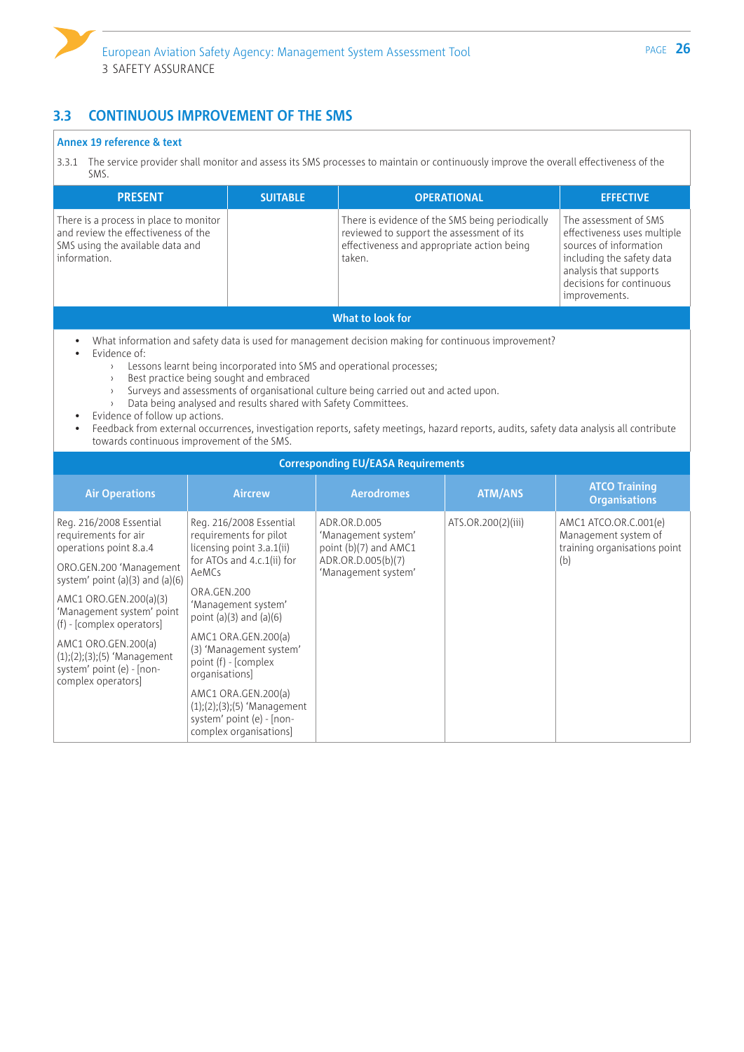## 3.3 CONTINUOUS IMPROVEMENT OF THE SMS

**Annex 19 reference & text**

3.3.1 The service provider shall monitor and assess its SMS processes to maintain or continuously improve the overall effectiveness of the SMS.

| PRESENT | SUITABLE | OPERATIONAL | EFFECTIVE |
|---|---|---|---|
| There is a process in place to monitor and review the effectiveness of the SMS using the available data and information. | | There is evidence of the SMS being periodically reviewed to support the assessment of its effectiveness and appropriate action being taken. | The assessment of SMS effectiveness uses multiple sources of information including the safety data analysis that supports decisions for continuous improvements. |

**What to look for**

- What information and safety data is used for management decision making for continuous improvement?
- Evidence of:
  - Lessons learnt being incorporated into SMS and operational processes;
  - Best practice being sought and embraced
  - Surveys and assessments of organisational culture being carried out and acted upon.
  - Data being analysed and results shared with Safety Committees.
- Evidence of follow up actions.
- Feedback from external occurrences, investigation reports, safety meetings, hazard reports, audits, safety data analysis all contribute towards continuous improvement of the SMS.

**Corresponding EU/EASA Requirements**

| Air Operations | Aircrew | Aerodromes | ATM/ANS | ATCO Training Organisations |
|---|---|---|---|---|
| Reg. 216/2008 Essential requirements for air operations point 8.a.4<br><br>ORO.GEN.200 'Management system' point (a)(3) and (a)(6)<br><br>AMC1 ORO.GEN.200(a)(3) 'Management system' point (f) - [complex operators]<br><br>AMC1 ORO.GEN.200(a)(1);(2);(3);(5) 'Management system' point (e) - [non-complex operators] | Reg. 216/2008 Essential requirements for pilot licensing point 3.a.1(ii) for ATOs and 4.c.1(ii) for AeMCs<br><br>ORA.GEN.200 'Management system' point (a)(3) and (a)(6)<br><br>AMC1 ORA.GEN.200(a)(3) 'Management system' point (f) - [complex organisations]<br><br>AMC1 ORA.GEN.200(a)(1);(2);(3);(5) 'Management system' point (e) - [non-complex organisations] | ADR.OR.D.005 'Management system' point (b)(7) and AMC1 ADR.OR.D.005(b)(7) 'Management system' | ATS.OR.200(2)(iii) | AMC1 ATCO.OR.C.001(e) Management system of training organisations point (b) |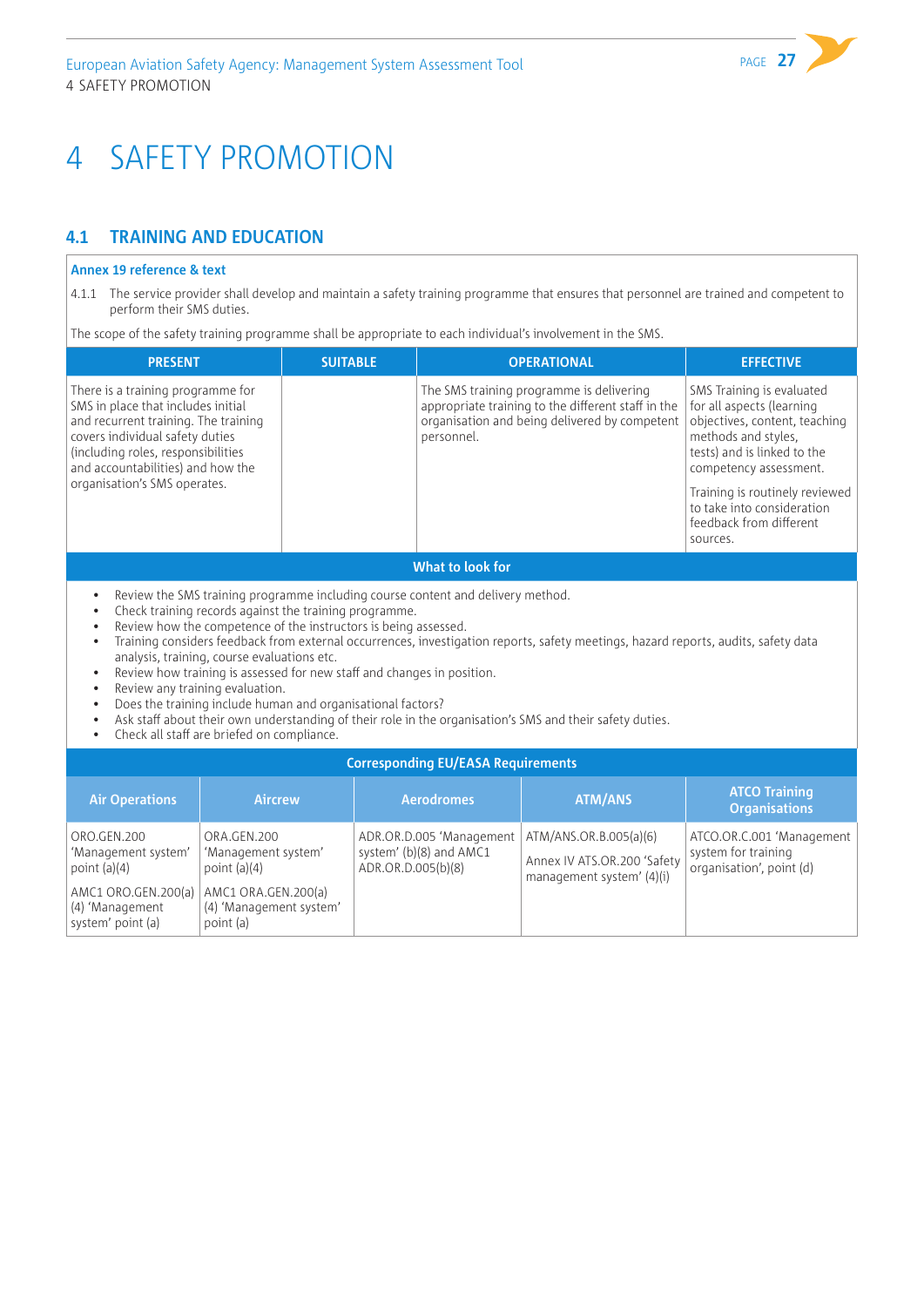# 4 SAFETY PROMOTION

## 4.1 TRAINING AND EDUCATION

**Annex 19 reference & text**

4.1.1 The service provider shall develop and maintain a safety training programme that ensures that personnel are trained and competent to perform their SMS duties.

The scope of the safety training programme shall be appropriate to each individual's involvement in the SMS.

| PRESENT | SUITABLE | OPERATIONAL | EFFECTIVE |
|---|---|---|---|
| There is a training programme for SMS in place that includes initial and recurrent training. The training covers individual safety duties (including roles, responsibilities and accountabilities) and how the organisation's SMS operates. | | The SMS training programme is delivering appropriate training to the different staff in the organisation and being delivered by competent personnel. | SMS Training is evaluated for all aspects (learning objectives, content, teaching methods and styles, tests) and is linked to the competency assessment.<br><br>Training is routinely reviewed to take into consideration feedback from different sources. |

**What to look for**

- Review the SMS training programme including course content and delivery method.
- Check training records against the training programme.
- Review how the competence of the instructors is being assessed.
- Training considers feedback from external occurrences, investigation reports, safety meetings, hazard reports, audits, safety data analysis, training, course evaluations etc.
- Review how training is assessed for new staff and changes in position.
- Review any training evaluation.
- Does the training include human and organisational factors?
- Ask staff about their own understanding of their role in the organisation's SMS and their safety duties.
- Check all staff are briefed on compliance.

**Corresponding EU/EASA Requirements**

| Air Operations | Aircrew | Aerodromes | ATM/ANS | ATCO Training Organisations |
|---|---|---|---|---|
| ORO.GEN.200 'Management system' point (a)(4)<br><br>AMC1 ORO.GEN.200(a)(4) 'Management system' point (a) | ORA.GEN.200 'Management system' point (a)(4)<br><br>AMC1 ORA.GEN.200(a)(4) 'Management system' point (a) | ADR.OR.D.005 'Management system' (b)(8) and AMC1 ADR.OR.D.005(b)(8) | ATM/ANS.OR.B.005(a)(6)<br><br>Annex IV ATS.OR.200 'Safety management system' (4)(i) | ATCO.OR.C.001 'Management system for training organisation', point (d) |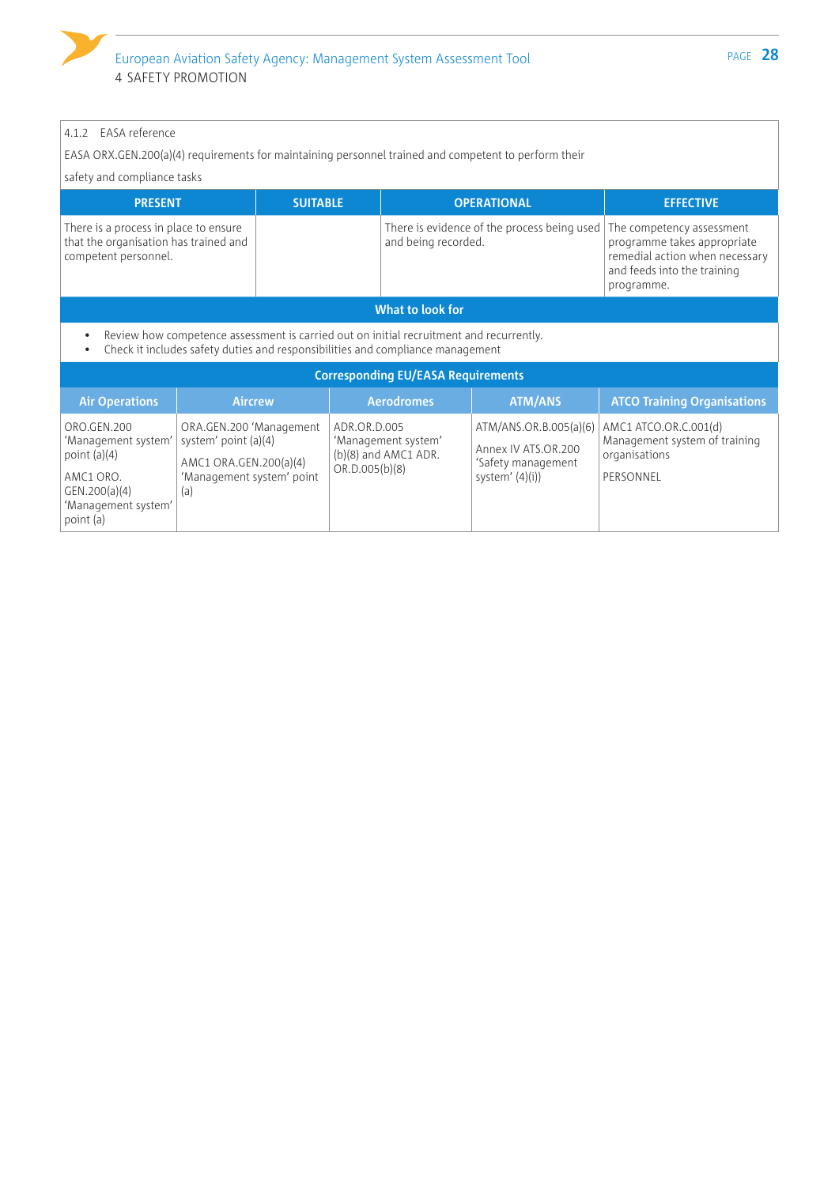4.1.2 EASA reference

EASA ORX.GEN.200(a)(4) requirements for maintaining personnel trained and competent to perform their safety and compliance tasks

| PRESENT | SUITABLE | OPERATIONAL | EFFECTIVE |
|---|---|---|---|
| There is a process in place to ensure that the organisation has trained and competent personnel. | | There is evidence of the process being used and being recorded. | The competency assessment programme takes appropriate remedial action when necessary and feeds into the training programme. |

**What to look for**

- Review how competence assessment is carried out on initial recruitment and recurrently.
- Check it includes safety duties and responsibilities and compliance management

**Corresponding EU/EASA Requirements**

| Air Operations | Aircrew | Aerodromes | ATM/ANS | ATCO Training Organisations |
|---|---|---|---|---|
| ORO.GEN.200 'Management system' point (a)(4)<br><br>AMC1 ORO.GEN.200(a)(4) 'Management system' point (a) | ORA.GEN.200 'Management system' point (a)(4)<br><br>AMC1 ORA.GEN.200(a)(4) 'Management system' point (a) | ADR.OR.D.005 'Management system' (b)(8) and AMC1 ADR.OR.D.005(b)(8) | ATM/ANS.OR.B.005(a)(6)<br><br>Annex IV ATS.OR.200 'Safety management system' (4)(i)) | AMC1 ATCO.OR.C.001(d) Management system of training organisations<br><br>PERSONNEL |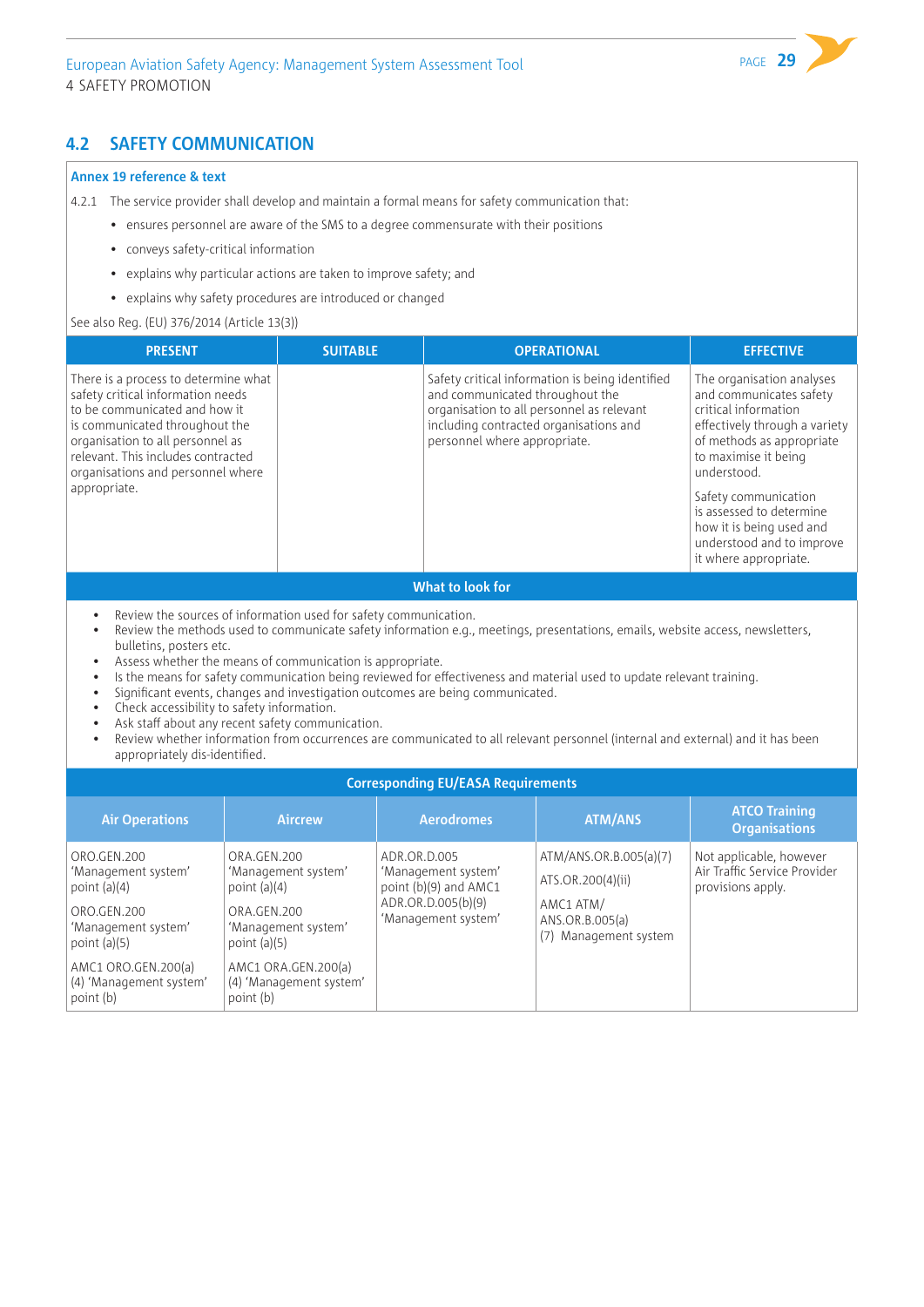## 4.2 SAFETY COMMUNICATION

**Annex 19 reference & text**

4.2.1 The service provider shall develop and maintain a formal means for safety communication that:

- ensures personnel are aware of the SMS to a degree commensurate with their positions
- conveys safety-critical information
- explains why particular actions are taken to improve safety; and
- explains why safety procedures are introduced or changed

See also Reg. (EU) 376/2014 (Article 13(3))

| PRESENT | SUITABLE | OPERATIONAL | EFFECTIVE |
|---|---|---|---|
| There is a process to determine what safety critical information needs to be communicated and how it is communicated throughout the organisation to all personnel as relevant. This includes contracted organisations and personnel where appropriate. | | Safety critical information is being identified and communicated throughout the organisation to all personnel as relevant including contracted organisations and personnel where appropriate. | The organisation analyses and communicates safety critical information effectively through a variety of methods as appropriate to maximise it being understood.<br><br>Safety communication is assessed to determine how it is being used and understood and to improve it where appropriate. |

**What to look for**

- Review the sources of information used for safety communication.
- Review the methods used to communicate safety information e.g., meetings, presentations, emails, website access, newsletters, bulletins, posters etc.
- Assess whether the means of communication is appropriate.
- Is the means for safety communication being reviewed for effectiveness and material used to update relevant training.
- Significant events, changes and investigation outcomes are being communicated.
- Check accessibility to safety information.
- Ask staff about any recent safety communication.
- Review whether information from occurrences are communicated to all relevant personnel (internal and external) and it has been appropriately dis-identified.

**Corresponding EU/EASA Requirements**

| Air Operations | Aircrew | Aerodromes | ATM/ANS | ATCO Training Organisations |
|---|---|---|---|---|
| ORO.GEN.200 'Management system' point (a)(4)<br><br>ORO.GEN.200 'Management system' point (a)(5)<br><br>AMC1 ORO.GEN.200(a) (4) 'Management system' point (b) | ORA.GEN.200 'Management system' point (a)(4)<br><br>ORA.GEN.200 'Management system' point (a)(5)<br><br>AMC1 ORA.GEN.200(a) (4) 'Management system' point (b) | ADR.OR.D.005 'Management system' point (b)(9) and AMC1 ADR.OR.D.005(b)(9) 'Management system' | ATM/ANS.OR.B.005(a)(7)<br><br>ATS.OR.200(4)(ii)<br><br>AMC1 ATM/ ANS.OR.B.005(a) (7) Management system | Not applicable, however Air Traffic Service Provider provisions apply. |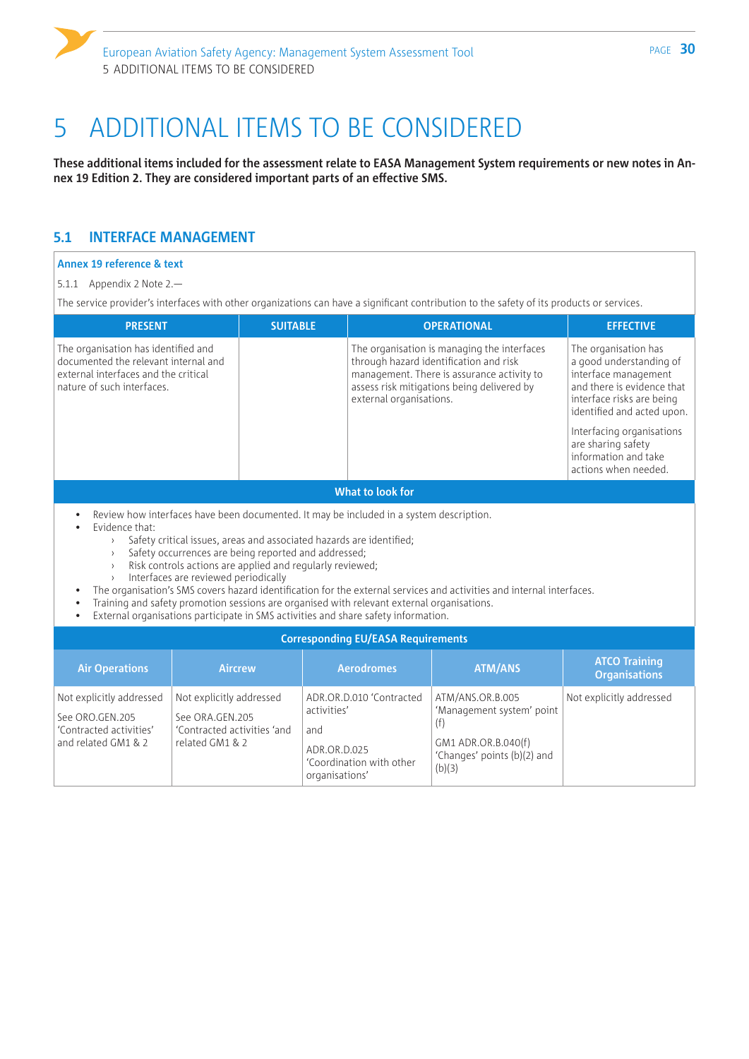# 5 ADDITIONAL ITEMS TO BE CONSIDERED

**These additional items included for the assessment relate to EASA Management System requirements or new notes in Annex 19 Edition 2. They are considered important parts of an effective SMS.**

## 5.1 INTERFACE MANAGEMENT

**Annex 19 reference & text**

5.1.1 Appendix 2 Note 2.—

The service provider's interfaces with other organizations can have a significant contribution to the safety of its products or services.

| PRESENT | SUITABLE | OPERATIONAL | EFFECTIVE |
|---|---|---|---|
| The organisation has identified and documented the relevant internal and external interfaces and the critical nature of such interfaces. | | The organisation is managing the interfaces through hazard identification and risk management. There is assurance activity to assess risk mitigations being delivered by external organisations. | The organisation has a good understanding of interface management and there is evidence that interface risks are being identified and acted upon.<br><br>Interfacing organisations are sharing safety information and take actions when needed. |

**What to look for**

- Review how interfaces have been documented. It may be included in a system description.
- Evidence that:
  - Safety critical issues, areas and associated hazards are identified;
  - Safety occurrences are being reported and addressed;
  - Risk controls actions are applied and regularly reviewed;
  - Interfaces are reviewed periodically
- The organisation's SMS covers hazard identification for the external services and activities and internal interfaces.
- Training and safety promotion sessions are organised with relevant external organisations.
- External organisations participate in SMS activities and share safety information.

**Corresponding EU/EASA Requirements**

| Air Operations | Aircrew | Aerodromes | ATM/ANS | ATCO Training Organisations |
|---|---|---|---|---|
| Not explicitly addressed<br><br>See ORO.GEN.205 'Contracted activities' and related GM1 & 2 | Not explicitly addressed<br><br>See ORA.GEN.205 'Contracted activities 'and related GM1 & 2 | ADR.OR.D.010 'Contracted activities'<br><br>and<br><br>ADR.OR.D.025 'Coordination with other organisations' | ATM/ANS.OR.B.005 'Management system' point (f)<br><br>GM1 ADR.OR.B.040(f) 'Changes' points (b)(2) and (b)(3) | Not explicitly addressed |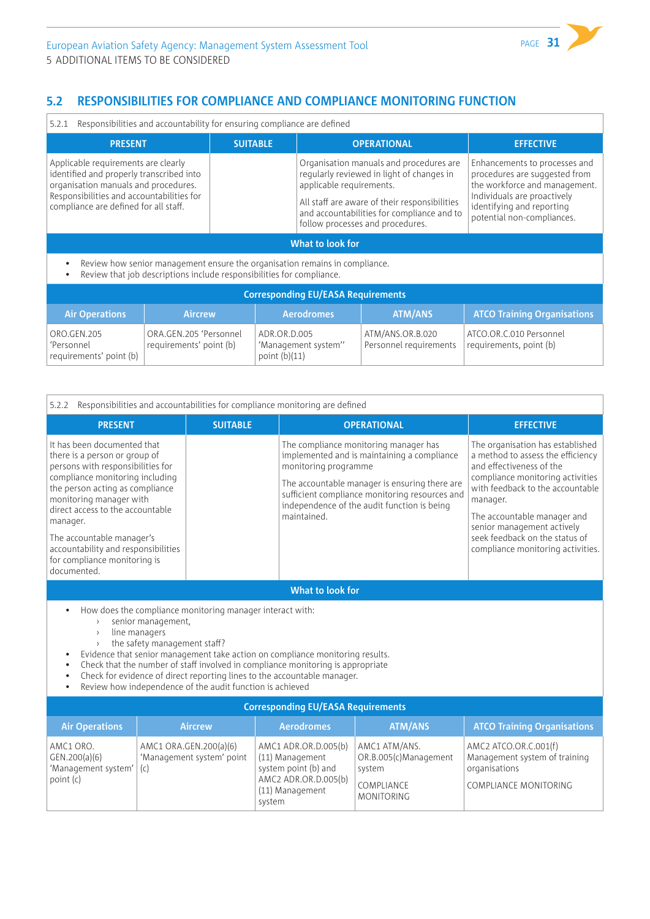## 5.2 RESPONSIBILITIES FOR COMPLIANCE AND COMPLIANCE MONITORING FUNCTION

5.2.1 Responsibilities and accountability for ensuring compliance are defined

| PRESENT | SUITABLE | OPERATIONAL | EFFECTIVE |
|---|---|---|---|
| Applicable requirements are clearly identified and properly transcribed into organisation manuals and procedures. Responsibilities and accountabilities for compliance are defined for all staff. | | Organisation manuals and procedures are regularly reviewed in light of changes in applicable requirements.<br><br>All staff are aware of their responsibilities and accountabilities for compliance and to follow processes and procedures. | Enhancements to processes and procedures are suggested from the workforce and management. Individuals are proactively identifying and reporting potential non-compliances. |

**What to look for**

- Review how senior management ensure the organisation remains in compliance.
- Review that job descriptions include responsibilities for compliance.

**Corresponding EU/EASA Requirements**

| Air Operations | Aircrew | Aerodromes | ATM/ANS | ATCO Training Organisations |
|---|---|---|---|---|
| ORO.GEN.205 'Personnel requirements' point (b) | ORA.GEN.205 'Personnel requirements' point (b) | ADR.OR.D.005 'Management system'' point (b)(11) | ATM/ANS.OR.B.020 Personnel requirements | ATCO.OR.C.010 Personnel requirements, point (b) |

5.2.2 Responsibilities and accountabilities for compliance monitoring are defined

| PRESENT | SUITABLE | OPERATIONAL | EFFECTIVE |
|---|---|---|---|
| It has been documented that there is a person or group of persons with responsibilities for compliance monitoring including the person acting as compliance monitoring manager with direct access to the accountable manager.<br><br>The accountable manager's accountability and responsibilities for compliance monitoring is documented. | | The compliance monitoring manager has implemented and is maintaining a compliance monitoring programme<br><br>The accountable manager is ensuring there are sufficient compliance monitoring resources and independence of the audit function is being maintained. | The organisation has established a method to assess the efficiency and effectiveness of the compliance monitoring activities with feedback to the accountable manager.<br><br>The accountable manager and senior management actively seek feedback on the status of compliance monitoring activities. |

**What to look for**

- How does the compliance monitoring manager interact with:
  - senior management,
  - line managers
  - the safety management staff?
- Evidence that senior management take action on compliance monitoring results.
- Check that the number of staff involved in compliance monitoring is appropriate
- Check for evidence of direct reporting lines to the accountable manager.
- Review how independence of the audit function is achieved

**Corresponding EU/EASA Requirements**

| Air Operations | Aircrew | Aerodromes | ATM/ANS | ATCO Training Organisations |
|---|---|---|---|---|
| AMC1 ORO. GEN.200(a)(6) 'Management system' point (c) | AMC1 ORA.GEN.200(a)(6) 'Management system' point (c) | AMC1 ADR.OR.D.005(b)(11) Management system point (b) and AMC2 ADR.OR.D.005(b)(11) Management system | AMC1 ATM/ANS. OR.B.005(c)Management system<br><br>COMPLIANCE MONITORING | AMC2 ATCO.OR.C.001(f) Management system of training organisations<br><br>COMPLIANCE MONITORING |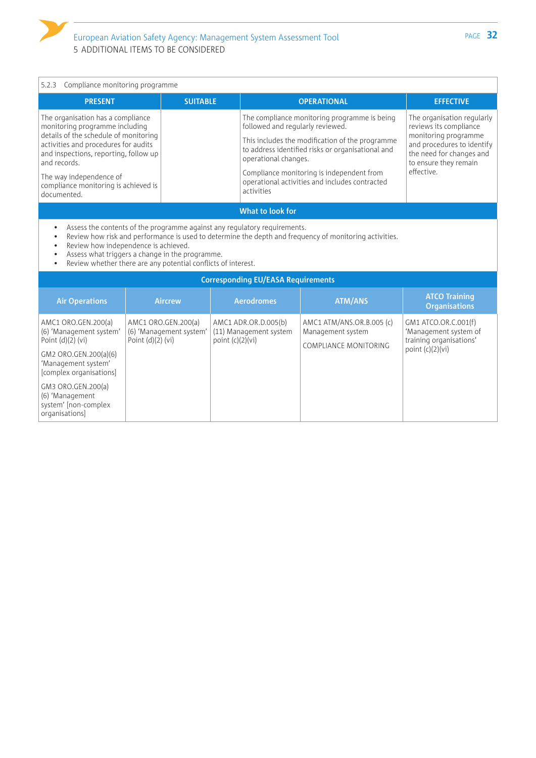| 5.2.3 Compliance monitoring programme | | | |
|---|---|---|---|
| **PRESENT** | **SUITABLE** | **OPERATIONAL** | **EFFECTIVE** |
| The organisation has a compliance monitoring programme including details of the schedule of monitoring activities and procedures for audits and inspections, reporting, follow up and records.<br><br>The way independence of compliance monitoring is achieved is documented. | | The compliance monitoring programme is being followed and regularly reviewed.<br><br>This includes the modification of the programme to address identified risks or organisational and operational changes.<br><br>Compliance monitoring is independent from operational activities and includes contracted activities | The organisation regularly reviews its compliance monitoring programme and procedures to identify the need for changes and to ensure they remain effective. |

**What to look for**

- Assess the contents of the programme against any regulatory requirements.
- Review how risk and performance is used to determine the depth and frequency of monitoring activities.
- Review how independence is achieved.
- Assess what triggers a change in the programme.
- Review whether there are any potential conflicts of interest.

**Corresponding EU/EASA Requirements**

| Air Operations | Aircrew | Aerodromes | ATM/ANS | ATCO Training Organisations |
|---|---|---|---|---|
| AMC1 ORO.GEN.200(a)(6) 'Management system' Point (d)(2) (vi)<br><br>GM2 ORO.GEN.200(a)(6) 'Management system' [complex organisations]<br><br>GM3 ORO.GEN.200(a)(6) 'Management system' [non-complex organisations] | AMC1 ORO.GEN.200(a)(6) 'Management system' Point (d)(2) (vi) | AMC1 ADR.OR.D.005(b)(11) Management system point (c)(2)(vi) | AMC1 ATM/ANS.OR.B.005 (c) Management system<br><br>COMPLIANCE MONITORING | GM1 ATCO.OR.C.001(f) 'Management system of training organisations' point (c)(2)(vi) |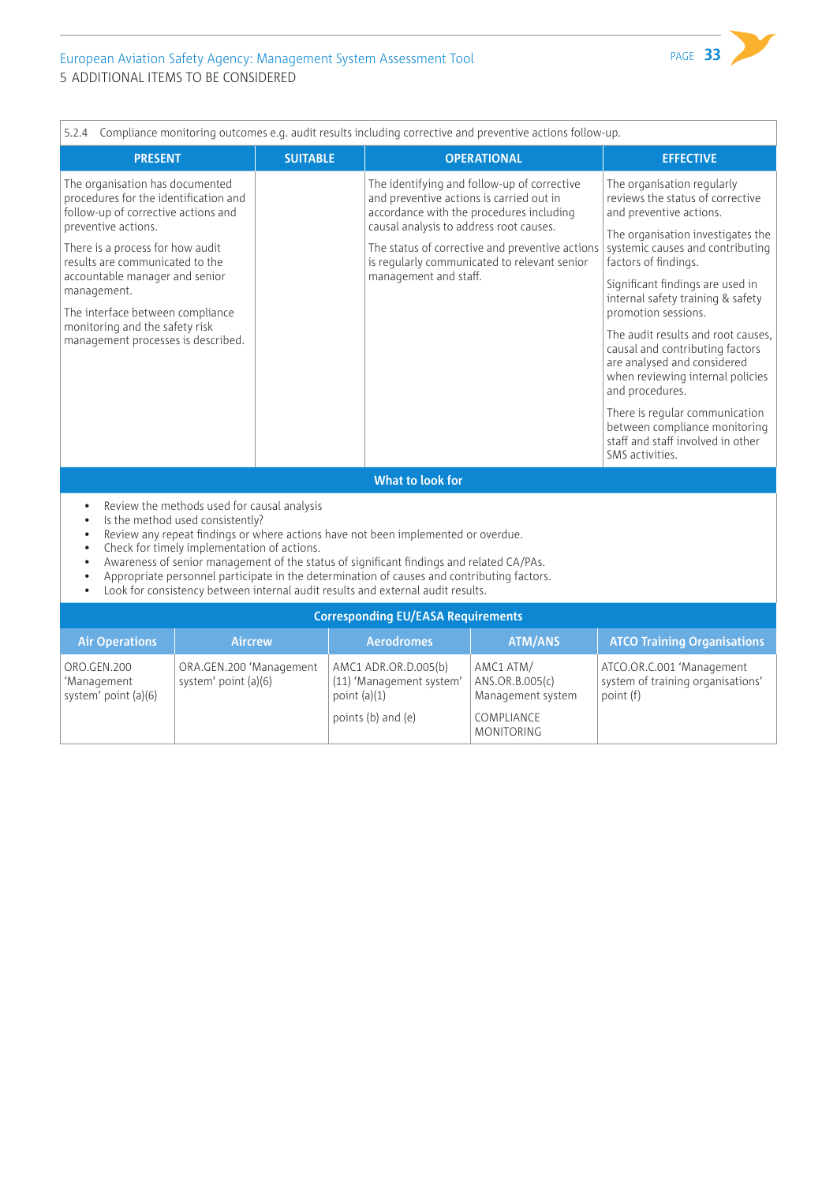5.2.4 Compliance monitoring outcomes e.g. audit results including corrective and preventive actions follow-up.

| PRESENT | SUITABLE | OPERATIONAL | EFFECTIVE |
|---|---|---|---|
| The organisation has documented procedures for the identification and follow-up of corrective actions and preventive actions.<br><br>There is a process for how audit results are communicated to the accountable manager and senior management.<br><br>The interface between compliance monitoring and the safety risk management processes is described. | | The identifying and follow-up of corrective and preventive actions is carried out in accordance with the procedures including causal analysis to address root causes.<br><br>The status of corrective and preventive actions is regularly communicated to relevant senior management and staff. | The organisation regularly reviews the status of corrective and preventive actions.<br><br>The organisation investigates the systemic causes and contributing factors of findings.<br><br>Significant findings are used in internal safety training & safety promotion sessions.<br><br>The audit results and root causes, causal and contributing factors are analysed and considered when reviewing internal policies and procedures.<br><br>There is regular communication between compliance monitoring staff and staff involved in other SMS activities. |

**What to look for**

- Review the methods used for causal analysis
- Is the method used consistently?
- Review any repeat findings or where actions have not been implemented or overdue.
- Check for timely implementation of actions.
- Awareness of senior management of the status of significant findings and related CA/PAs.
- Appropriate personnel participate in the determination of causes and contributing factors.
- Look for consistency between internal audit results and external audit results.

**Corresponding EU/EASA Requirements**

| Air Operations | Aircrew | Aerodromes | ATM/ANS | ATCO Training Organisations |
|---|---|---|---|---|
| ORO.GEN.200 'Management system' point (a)(6) | ORA.GEN.200 'Management system' point (a)(6) | AMC1 ADR.OR.D.005(b) (11) 'Management system' point (a)(1)<br><br>points (b) and (e) | AMC1 ATM/ ANS.OR.B.005(c) Management system<br><br>COMPLIANCE MONITORING | ATCO.OR.C.001 'Management system of training organisations' point (f) |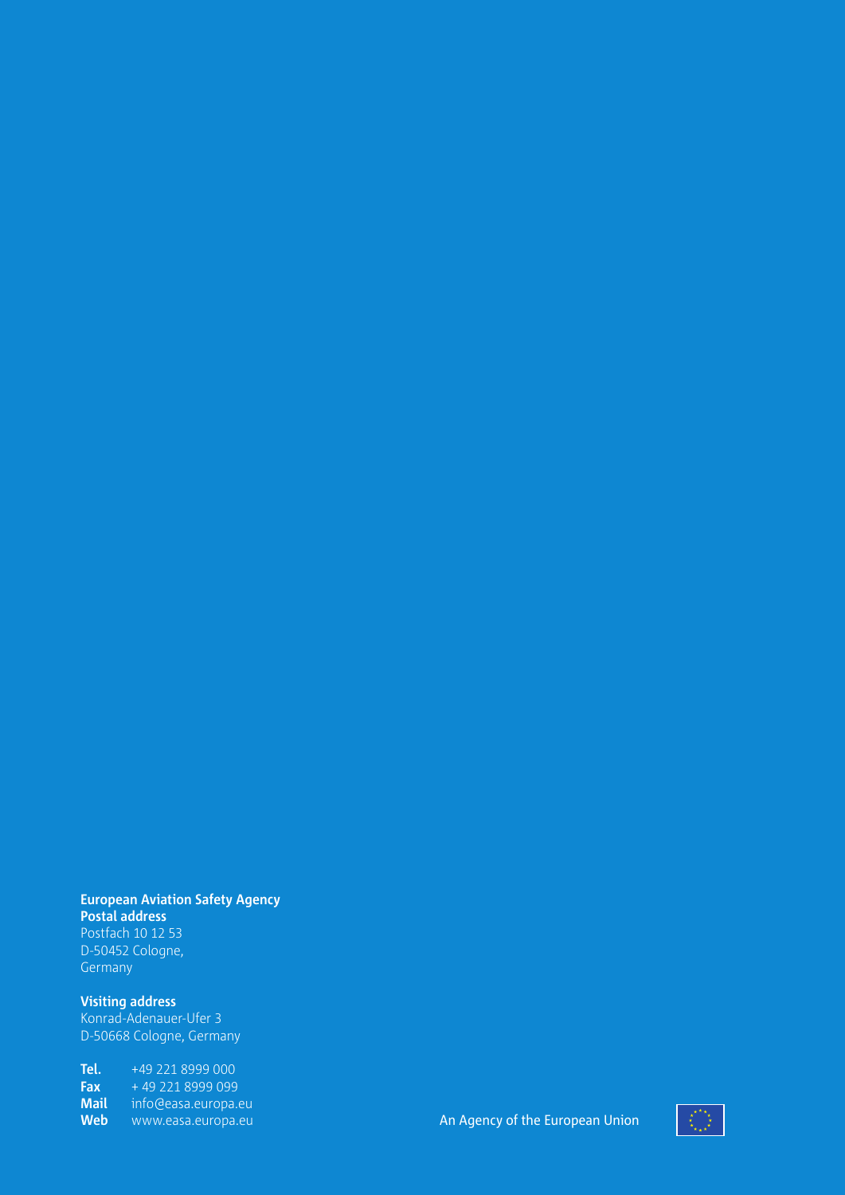**European Aviation Safety Agency**

**Postal address**
Postfach 10 12 53
D-50452 Cologne,
Germany

**Visiting address**
Konrad-Adenauer-Ufer 3
D-50668 Cologne, Germany

**Tel.** +49 221 8999 000
**Fax** + 49 221 8999 099
**Mail** info@easa.europa.eu
**Web** www.easa.europa.eu

An Agency of the European Union